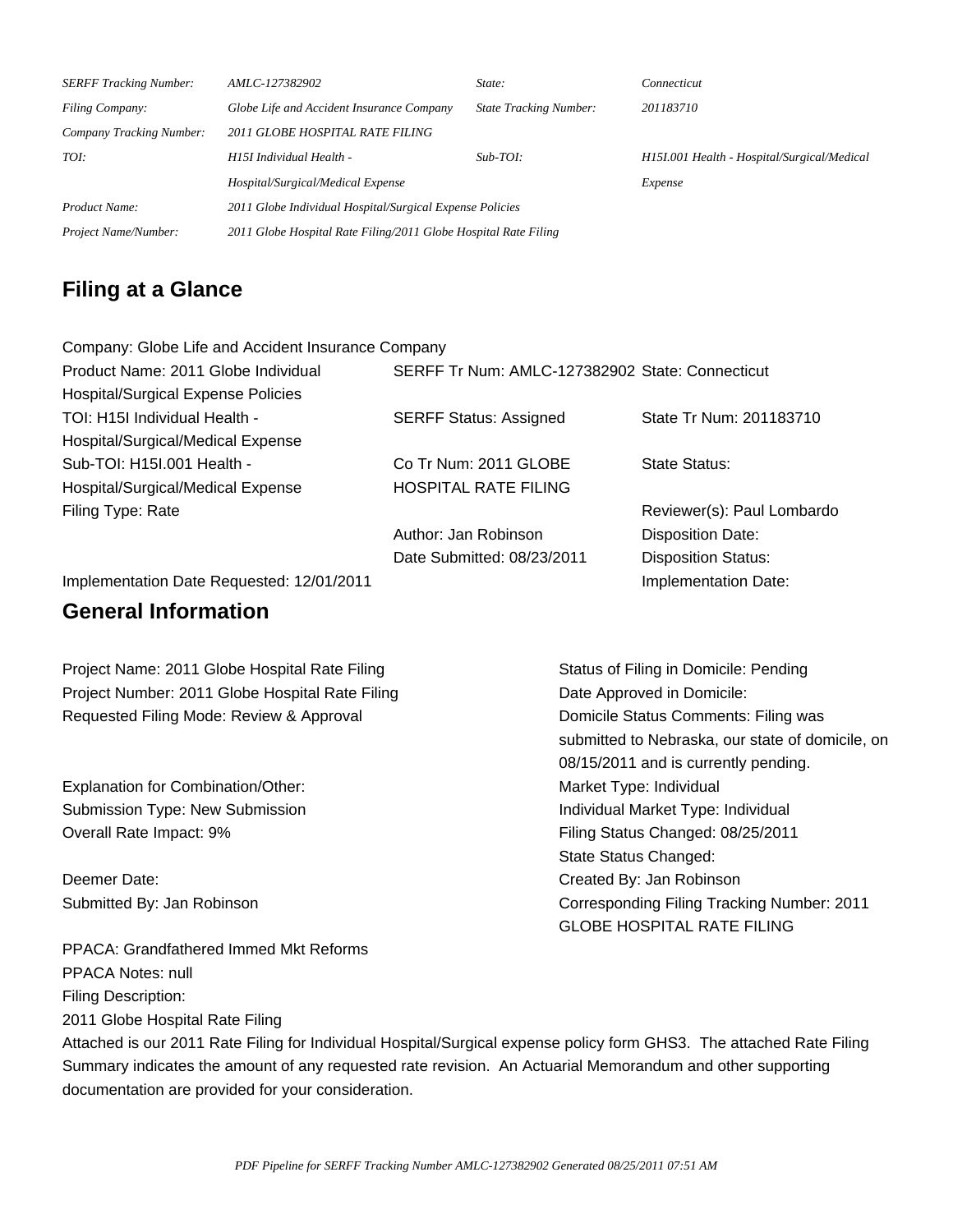| | | | |
|---|---|---|---|
| *SERFF Tracking Number:* | *AMLC-127382902* | *State:* | *Connecticut* |
| *Filing Company:* | *Globe Life and Accident Insurance Company* | *State Tracking Number:* | *201183710* |
| *Company Tracking Number:* | *2011 GLOBE HOSPITAL RATE FILING* | | |
| *TOI:* | *H15I Individual Health - Hospital/Surgical/Medical Expense* | *Sub-TOI:* | *H15I.001 Health - Hospital/Surgical/Medical Expense* |
| *Product Name:* | *2011 Globe Individual Hospital/Surgical Expense Policies* | | |
| *Project Name/Number:* | *2011 Globe Hospital Rate Filing/2011 Globe Hospital Rate Filing* | | |

## Filing at a Glance

Company: Globe Life and Accident Insurance Company

| | | |
|---|---|---|
| Product Name: 2011 Globe Individual Hospital/Surgical Expense Policies | SERFF Tr Num: AMLC-127382902 | State: Connecticut |
| TOI: H15I Individual Health - Hospital/Surgical/Medical Expense | SERFF Status: Assigned | State Tr Num: 201183710 |
| Sub-TOI: H15I.001 Health - Hospital/Surgical/Medical Expense | Co Tr Num: 2011 GLOBE HOSPITAL RATE FILING | State Status: |
| Filing Type: Rate | | Reviewer(s): Paul Lombardo |
| | Author: Jan Robinson | Disposition Date: |
| | Date Submitted: 08/23/2011 | Disposition Status: |
| Implementation Date Requested: 12/01/2011 | | Implementation Date: |

## General Information

Project Name: 2011 Globe Hospital Rate Filing
Project Number: 2011 Globe Hospital Rate Filing
Requested Filing Mode: Review & Approval

Explanation for Combination/Other:
Submission Type: New Submission
Overall Rate Impact: 9%

Deemer Date:
Submitted By: Jan Robinson

Status of Filing in Domicile: Pending
Date Approved in Domicile:
Domicile Status Comments: Filing was submitted to Nebraska, our state of domicile, on 08/15/2011 and is currently pending.
Market Type: Individual
Individual Market Type: Individual
Filing Status Changed: 08/25/2011
State Status Changed:
Created By: Jan Robinson
Corresponding Filing Tracking Number: 2011 GLOBE HOSPITAL RATE FILING

PPACA: Grandfathered Immed Mkt Reforms
PPACA Notes: null
Filing Description:
2011 Globe Hospital Rate Filing
Attached is our 2011 Rate Filing for Individual Hospital/Surgical expense policy form GHS3. The attached Rate Filing Summary indicates the amount of any requested rate revision. An Actuarial Memorandum and other supporting documentation are provided for your consideration.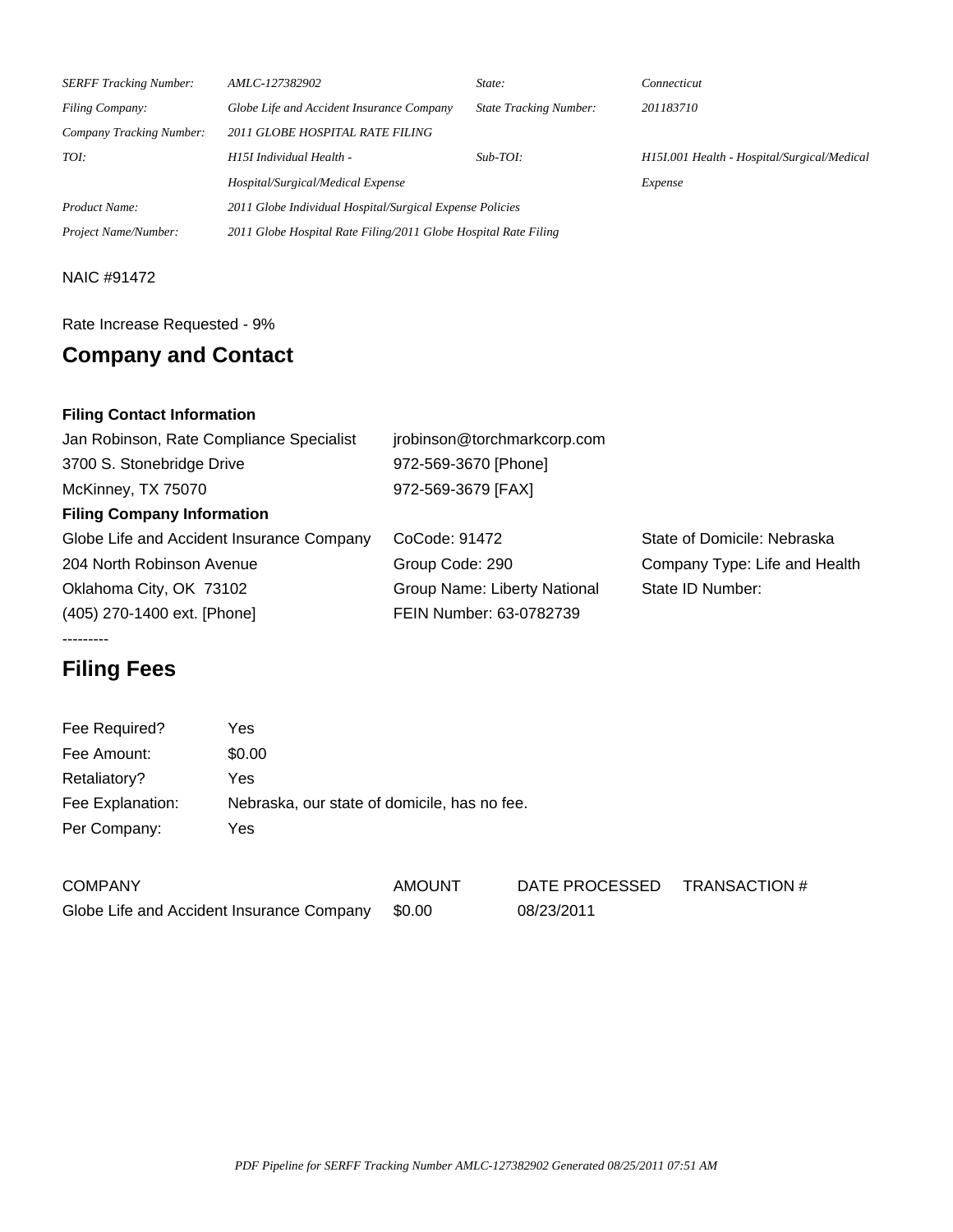| | | | |
|---|---|---|---|
| *SERFF Tracking Number:* | *AMLC-127382902* | *State:* | *Connecticut* |
| *Filing Company:* | *Globe Life and Accident Insurance Company* | *State Tracking Number:* | *201183710* |
| *Company Tracking Number:* | *2011 GLOBE HOSPITAL RATE FILING* | | |
| *TOI:* | *H15I Individual Health - Hospital/Surgical/Medical Expense* | *Sub-TOI:* | *H15I.001 Health - Hospital/Surgical/Medical Expense* |
| *Product Name:* | *2011 Globe Individual Hospital/Surgical Expense Policies* | | |
| *Project Name/Number:* | *2011 Globe Hospital Rate Filing/2011 Globe Hospital Rate Filing* | | |

NAIC #91472

Rate Increase Requested - 9%

## Company and Contact

**Filing Contact Information**

| | | |
|---|---|---|
| Jan Robinson, Rate Compliance Specialist | jrobinson@torchmarkcorp.com | |
| 3700 S. Stonebridge Drive | 972-569-3670 [Phone] | |
| McKinney, TX 75070 | 972-569-3679 [FAX] | |

**Filing Company Information**

| | | |
|---|---|---|
| Globe Life and Accident Insurance Company | CoCode: 91472 | State of Domicile: Nebraska |
| 204 North Robinson Avenue | Group Code: 290 | Company Type: Life and Health |
| Oklahoma City, OK 73102 | Group Name: Liberty National | State ID Number: |
| (405) 270-1400 ext. [Phone] | FEIN Number: 63-0782739 | |

---------

## Filing Fees

| | |
|---|---|
| Fee Required? | Yes |
| Fee Amount: | $0.00 |
| Retaliatory? | Yes |
| Fee Explanation: | Nebraska, our state of domicile, has no fee. |
| Per Company: | Yes |

| COMPANY | AMOUNT | DATE PROCESSED | TRANSACTION # |
|---|---|---|---|
| Globe Life and Accident Insurance Company | $0.00 | 08/23/2011 | |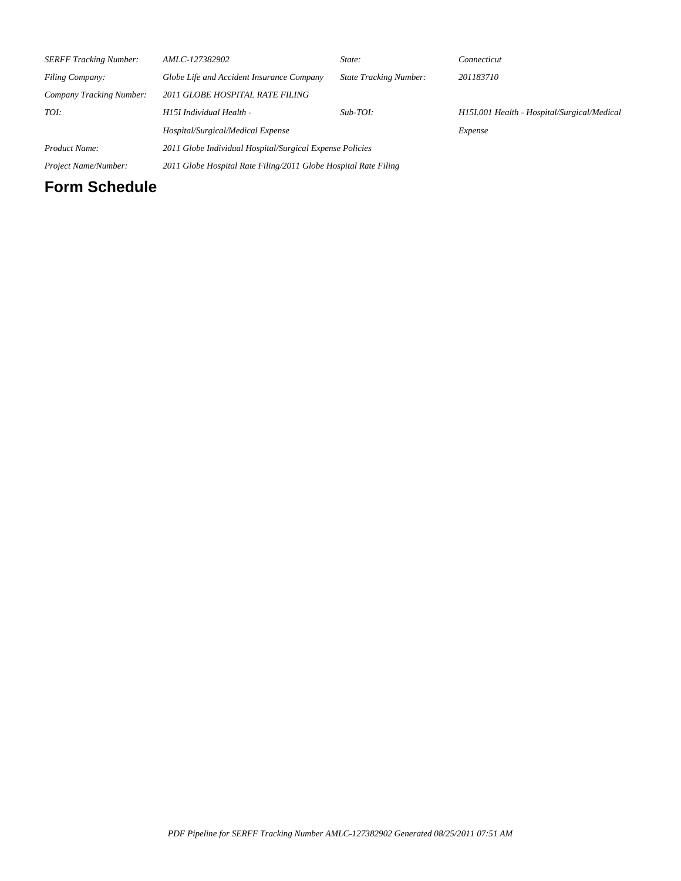| | | | |
|---|---|---|---|
| *SERFF Tracking Number:* | *AMLC-127382902* | *State:* | *Connecticut* |
| *Filing Company:* | *Globe Life and Accident Insurance Company* | *State Tracking Number:* | *201183710* |
| *Company Tracking Number:* | *2011 GLOBE HOSPITAL RATE FILING* | | |
| *TOI:* | *H15I Individual Health - Hospital/Surgical/Medical Expense* | *Sub-TOI:* | *H15I.001 Health - Hospital/Surgical/Medical Expense* |
| *Product Name:* | *2011 Globe Individual Hospital/Surgical Expense Policies* | | |
| *Project Name/Number:* | *2011 Globe Hospital Rate Filing/2011 Globe Hospital Rate Filing* | | |

# Form Schedule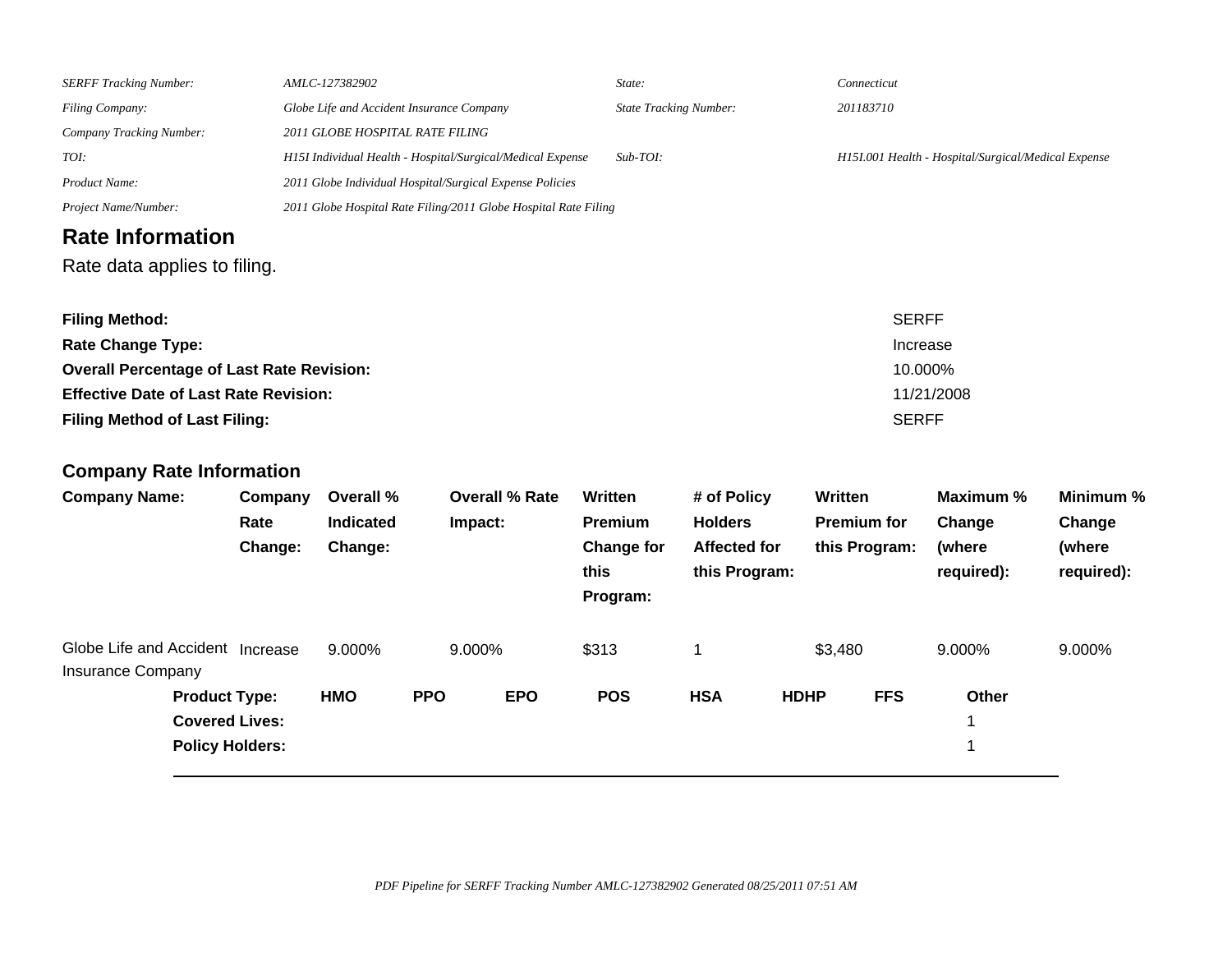| | | | |
|---|---|---|---|
| *SERFF Tracking Number:* | *AMLC-127382902* | *State:* | *Connecticut* |
| *Filing Company:* | *Globe Life and Accident Insurance Company* | *State Tracking Number:* | *201183710* |
| *Company Tracking Number:* | *2011 GLOBE HOSPITAL RATE FILING* | | |
| *TOI:* | *H15I Individual Health - Hospital/Surgical/Medical Expense* | *Sub-TOI:* | *H15I.001 Health - Hospital/Surgical/Medical Expense* |
| *Product Name:* | *2011 Globe Individual Hospital/Surgical Expense Policies* | | |
| *Project Name/Number:* | *2011 Globe Hospital Rate Filing/2011 Globe Hospital Rate Filing* | | |

## Rate Information

Rate data applies to filing.

| | |
|---|---|
| **Filing Method:** | SERFF |
| **Rate Change Type:** | Increase |
| **Overall Percentage of Last Rate Revision:** | 10.000% |
| **Effective Date of Last Rate Revision:** | 11/21/2008 |
| **Filing Method of Last Filing:** | SERFF |

## Company Rate Information

| Company Name: | Company Rate Change: | Overall % Indicated Change: | Overall % Rate Impact: | Written Premium Change for this Program: | # of Policy Holders Affected for this Program: | Written Premium for this Program: | Maximum % Change (where required): | Minimum % Change (where required): |
|---|---|---|---|---|---|---|---|---|
| Globe Life and Accident Insurance Company | Increase | 9.000% | 9.000% | $313 | 1 | $3,480 | 9.000% | 9.000% |

| Product Type: | HMO | PPO | EPO | POS | HSA | HDHP | FFS | Other |
|---|---|---|---|---|---|---|---|---|
| **Covered Lives:** | | | | | | | | 1 |
| **Policy Holders:** | | | | | | | | 1 |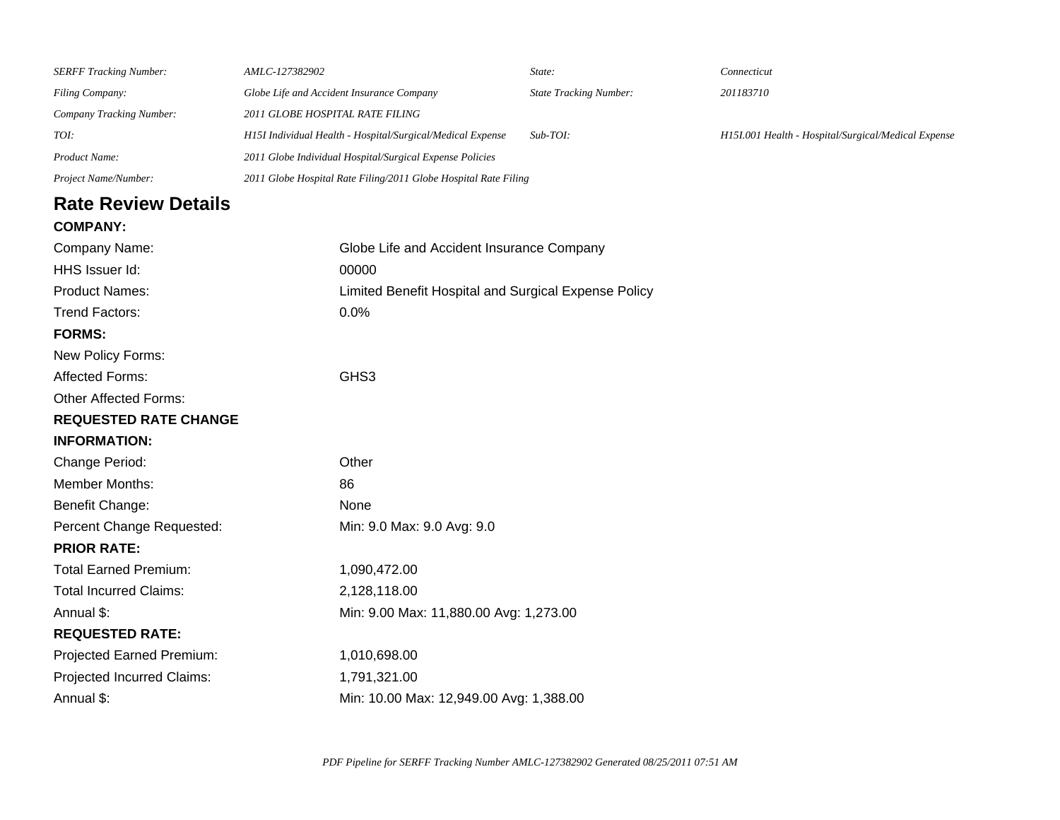| | | | |
|---|---|---|---|
| *SERFF Tracking Number:* | *AMLC-127382902* | *State:* | *Connecticut* |
| *Filing Company:* | *Globe Life and Accident Insurance Company* | *State Tracking Number:* | *201183710* |
| *Company Tracking Number:* | *2011 GLOBE HOSPITAL RATE FILING* | | |
| *TOI:* | *H15I Individual Health - Hospital/Surgical/Medical Expense* | *Sub-TOI:* | *H15I.001 Health - Hospital/Surgical/Medical Expense* |
| *Product Name:* | *2011 Globe Individual Hospital/Surgical Expense Policies* | | |
| *Project Name/Number:* | *2011 Globe Hospital Rate Filing/2011 Globe Hospital Rate Filing* | | |

# Rate Review Details

**COMPANY:**

| | |
|---|---|
| Company Name: | Globe Life and Accident Insurance Company |
| HHS Issuer Id: | 00000 |
| Product Names: | Limited Benefit Hospital and Surgical Expense Policy |
| Trend Factors: | 0.0% |

**FORMS:**

| | |
|---|---|
| New Policy Forms: | |
| Affected Forms: | GHS3 |
| Other Affected Forms: | |

**REQUESTED RATE CHANGE INFORMATION:**

| | |
|---|---|
| Change Period: | Other |
| Member Months: | 86 |
| Benefit Change: | None |
| Percent Change Requested: | Min: 9.0 Max: 9.0 Avg: 9.0 |

**PRIOR RATE:**

| | |
|---|---|
| Total Earned Premium: | 1,090,472.00 |
| Total Incurred Claims: | 2,128,118.00 |
| Annual $: | Min: 9.00 Max: 11,880.00 Avg: 1,273.00 |

**REQUESTED RATE:**

| | |
|---|---|
| Projected Earned Premium: | 1,010,698.00 |
| Projected Incurred Claims: | 1,791,321.00 |
| Annual $: | Min: 10.00 Max: 12,949.00 Avg: 1,388.00 |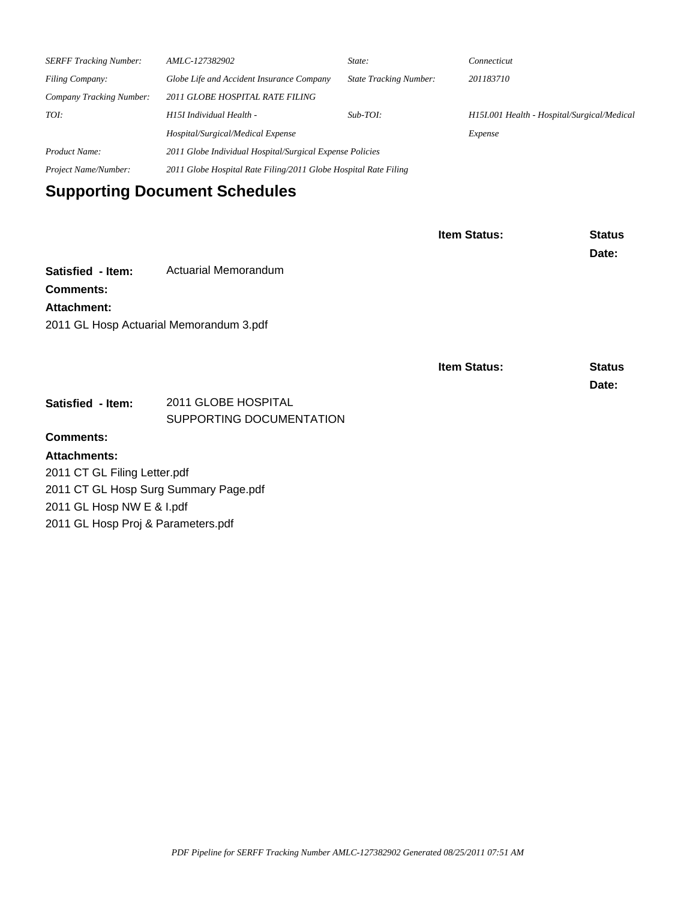| | | | |
|---|---|---|---|
| *SERFF Tracking Number:* | *AMLC-127382902* | *State:* | *Connecticut* |
| *Filing Company:* | *Globe Life and Accident Insurance Company* | *State Tracking Number:* | *201183710* |
| *Company Tracking Number:* | *2011 GLOBE HOSPITAL RATE FILING* | | |
| *TOI:* | *H15I Individual Health - Hospital/Surgical/Medical Expense* | *Sub-TOI:* | *H15I.001 Health - Hospital/Surgical/Medical Expense* |
| *Product Name:* | *2011 Globe Individual Hospital/Surgical Expense Policies* | | |
| *Project Name/Number:* | *2011 Globe Hospital Rate Filing/2011 Globe Hospital Rate Filing* | | |

## Supporting Document Schedules

**Item Status:** **Status Date:**

**Satisfied - Item:** Actuarial Memorandum

**Comments:**

**Attachment:**

2011 GL Hosp Actuarial Memorandum 3.pdf

**Item Status:** **Status Date:**

**Satisfied - Item:** 2011 GLOBE HOSPITAL SUPPORTING DOCUMENTATION

**Comments:**

**Attachments:**

2011 CT GL Filing Letter.pdf
2011 CT GL Hosp Surg Summary Page.pdf
2011 GL Hosp NW E & I.pdf
2011 GL Hosp Proj & Parameters.pdf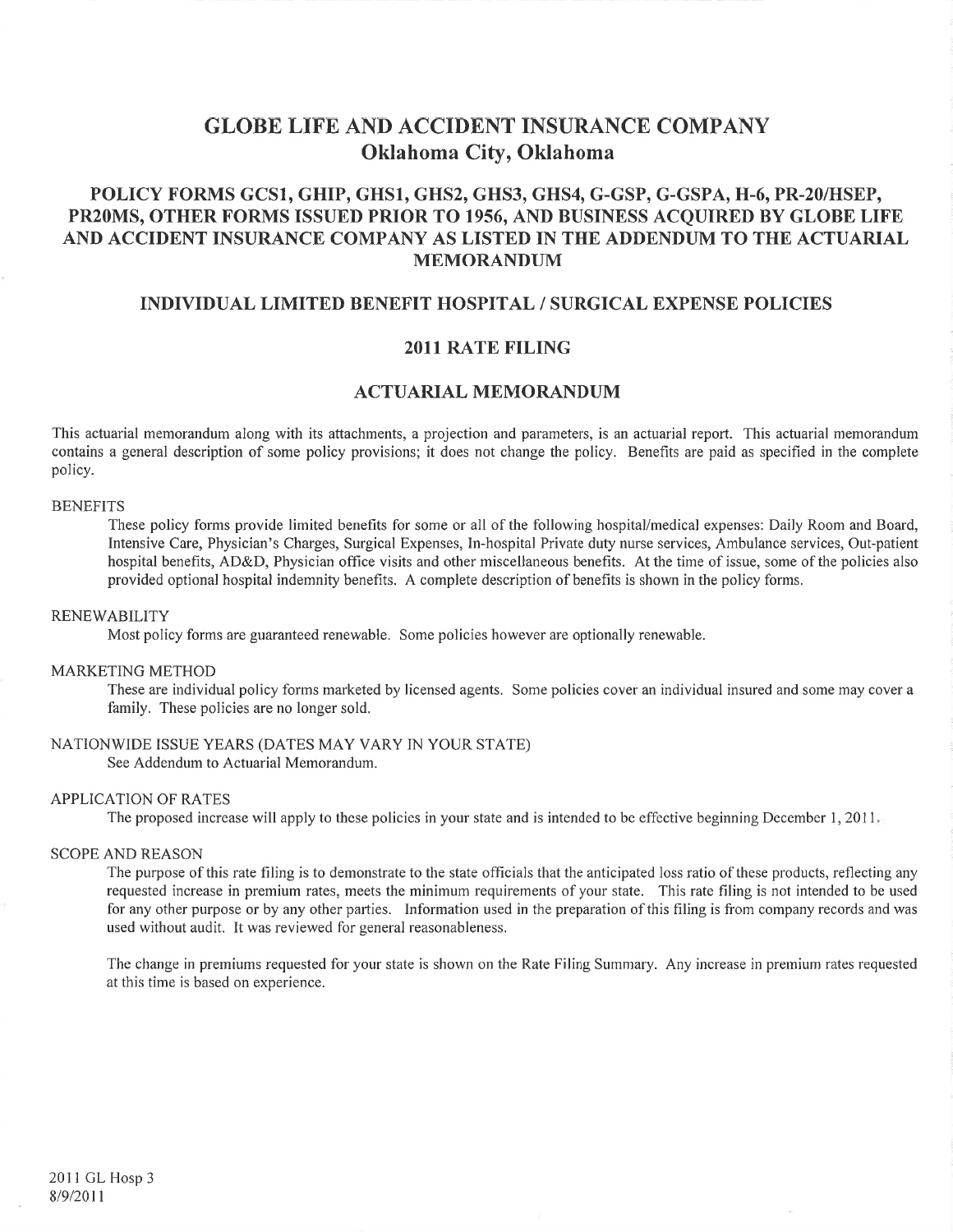# GLOBE LIFE AND ACCIDENT INSURANCE COMPANY
## Oklahoma City, Oklahoma

## POLICY FORMS GCS1, GHIP, GHS1, GHS2, GHS3, GHS4, G-GSP, G-GSPA, H-6, PR-20/HSEP, PR20MS, OTHER FORMS ISSUED PRIOR TO 1956, AND BUSINESS ACQUIRED BY GLOBE LIFE AND ACCIDENT INSURANCE COMPANY AS LISTED IN THE ADDENDUM TO THE ACTUARIAL MEMORANDUM

### INDIVIDUAL LIMITED BENEFIT HOSPITAL / SURGICAL EXPENSE POLICIES

### 2011 RATE FILING

### ACTUARIAL MEMORANDUM

This actuarial memorandum along with its attachments, a projection and parameters, is an actuarial report. This actuarial memorandum contains a general description of some policy provisions; it does not change the policy. Benefits are paid as specified in the complete policy.

BENEFITS

These policy forms provide limited benefits for some or all of the following hospital/medical expenses: Daily Room and Board, Intensive Care, Physician's Charges, Surgical Expenses, In-hospital Private duty nurse services, Ambulance services, Out-patient hospital benefits, AD&D, Physician office visits and other miscellaneous benefits. At the time of issue, some of the policies also provided optional hospital indemnity benefits. A complete description of benefits is shown in the policy forms.

RENEWABILITY

Most policy forms are guaranteed renewable. Some policies however are optionally renewable.

MARKETING METHOD

These are individual policy forms marketed by licensed agents. Some policies cover an individual insured and some may cover a family. These policies are no longer sold.

NATIONWIDE ISSUE YEARS (DATES MAY VARY IN YOUR STATE)

See Addendum to Actuarial Memorandum.

APPLICATION OF RATES

The proposed increase will apply to these policies in your state and is intended to be effective beginning December 1, 2011.

SCOPE AND REASON

The purpose of this rate filing is to demonstrate to the state officials that the anticipated loss ratio of these products, reflecting any requested increase in premium rates, meets the minimum requirements of your state. This rate filing is not intended to be used for any other purpose or by any other parties. Information used in the preparation of this filing is from company records and was used without audit. It was reviewed for general reasonableness.

The change in premiums requested for your state is shown on the Rate Filing Summary. Any increase in premium rates requested at this time is based on experience.

2011 GL Hosp 3
8/9/2011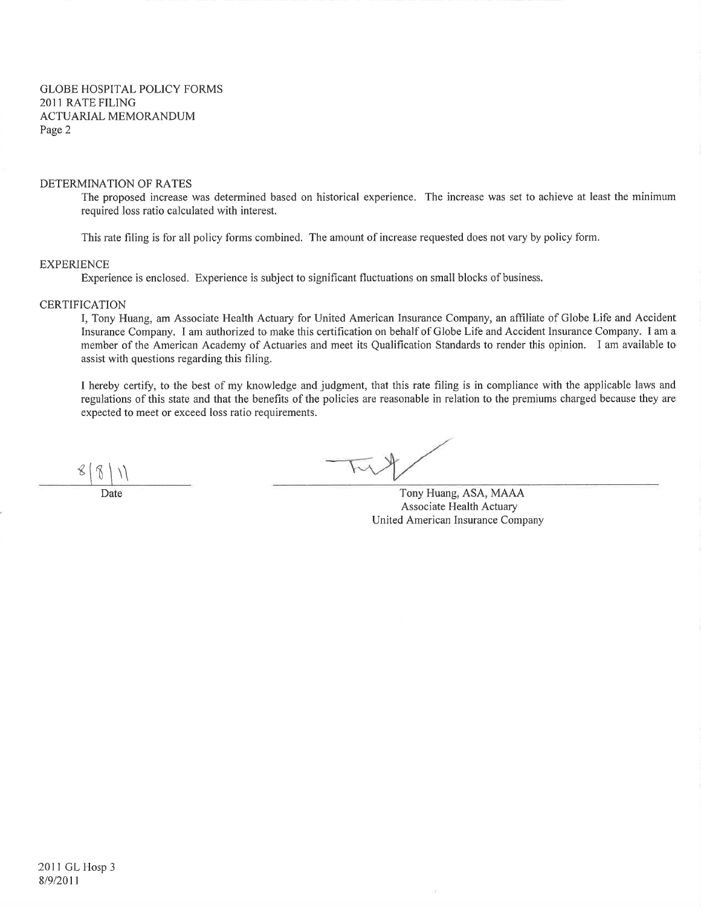GLOBE HOSPITAL POLICY FORMS
2011 RATE FILING
ACTUARIAL MEMORANDUM
Page 2

## DETERMINATION OF RATES

The proposed increase was determined based on historical experience. The increase was set to achieve at least the minimum required loss ratio calculated with interest.

This rate filing is for all policy forms combined. The amount of increase requested does not vary by policy form.

## EXPERIENCE

Experience is enclosed. Experience is subject to significant fluctuations on small blocks of business.

## CERTIFICATION

I, Tony Huang, am Associate Health Actuary for United American Insurance Company, an affiliate of Globe Life and Accident Insurance Company. I am authorized to make this certification on behalf of Globe Life and Accident Insurance Company. I am a member of the American Academy of Actuaries and meet its Qualification Standards to render this opinion. I am available to assist with questions regarding this filing.

I hereby certify, to the best of my knowledge and judgment, that this rate filing is in compliance with the applicable laws and regulations of this state and that the benefits of the policies are reasonable in relation to the premiums charged because they are expected to meet or exceed loss ratio requirements.

8/8/11
Date

Tony Huang, ASA, MAAA
Associate Health Actuary
United American Insurance Company

2011 GL Hosp 3
8/9/2011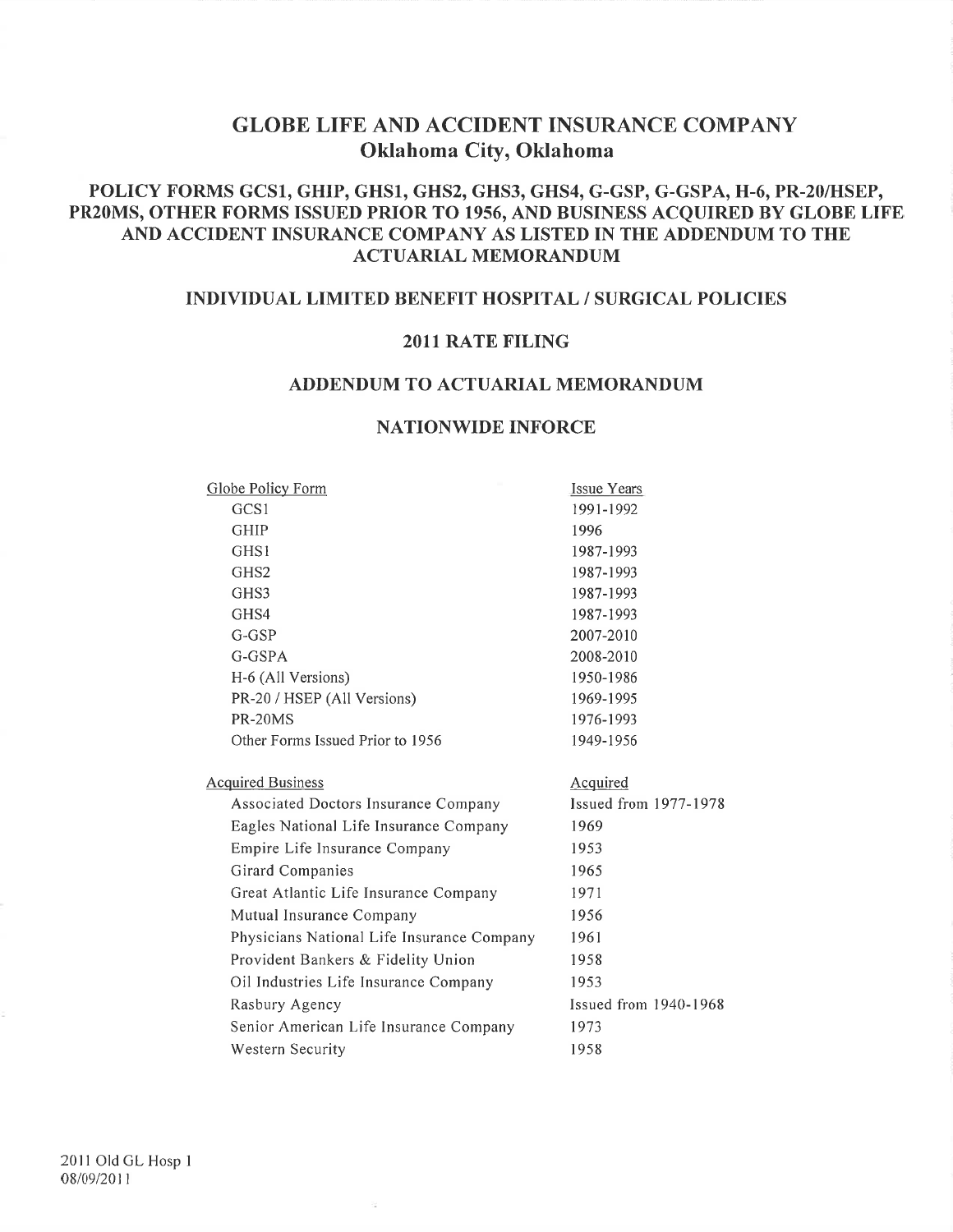# GLOBE LIFE AND ACCIDENT INSURANCE COMPANY
## Oklahoma City, Oklahoma

## POLICY FORMS GCS1, GHIP, GHS1, GHS2, GHS3, GHS4, G-GSP, G-GSPA, H-6, PR-20/HSEP, PR20MS, OTHER FORMS ISSUED PRIOR TO 1956, AND BUSINESS ACQUIRED BY GLOBE LIFE AND ACCIDENT INSURANCE COMPANY AS LISTED IN THE ADDENDUM TO THE ACTUARIAL MEMORANDUM

## INDIVIDUAL LIMITED BENEFIT HOSPITAL / SURGICAL POLICIES

## 2011 RATE FILING

## ADDENDUM TO ACTUARIAL MEMORANDUM

## NATIONWIDE INFORCE

| Globe Policy Form | Issue Years |
|---|---|
| GCS1 | 1991-1992 |
| GHIP | 1996 |
| GHS1 | 1987-1993 |
| GHS2 | 1987-1993 |
| GHS3 | 1987-1993 |
| GHS4 | 1987-1993 |
| G-GSP | 2007-2010 |
| G-GSPA | 2008-2010 |
| H-6 (All Versions) | 1950-1986 |
| PR-20 / HSEP (All Versions) | 1969-1995 |
| PR-20MS | 1976-1993 |
| Other Forms Issued Prior to 1956 | 1949-1956 |

| Acquired Business | Acquired |
|---|---|
| Associated Doctors Insurance Company | Issued from 1977-1978 |
| Eagles National Life Insurance Company | 1969 |
| Empire Life Insurance Company | 1953 |
| Girard Companies | 1965 |
| Great Atlantic Life Insurance Company | 1971 |
| Mutual Insurance Company | 1956 |
| Physicians National Life Insurance Company | 1961 |
| Provident Bankers & Fidelity Union | 1958 |
| Oil Industries Life Insurance Company | 1953 |
| Rasbury Agency | Issued from 1940-1968 |
| Senior American Life Insurance Company | 1973 |
| Western Security | 1958 |

2011 Old GL Hosp 1
08/09/2011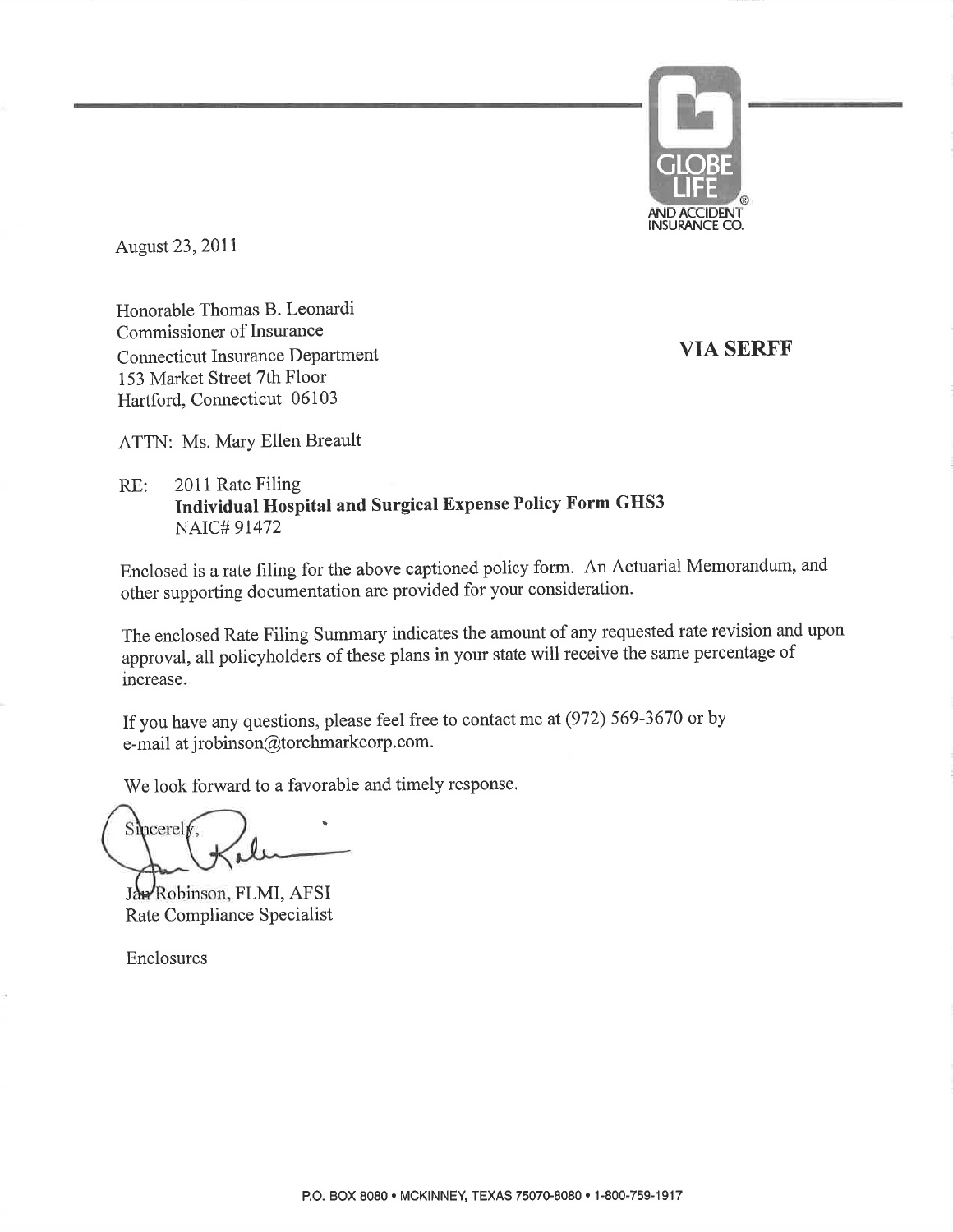GLOBE LIFE AND ACCIDENT INSURANCE CO.

August 23, 2011

Honorable Thomas B. Leonardi
Commissioner of Insurance
Connecticut Insurance Department
153 Market Street 7th Floor
Hartford, Connecticut 06103

**VIA SERFF**

ATTN: Ms. Mary Ellen Breault

RE: 2011 Rate Filing
**Individual Hospital and Surgical Expense Policy Form GHS3**
NAIC# 91472

Enclosed is a rate filing for the above captioned policy form. An Actuarial Memorandum, and other supporting documentation are provided for your consideration.

The enclosed Rate Filing Summary indicates the amount of any requested rate revision and upon approval, all policyholders of these plans in your state will receive the same percentage of increase.

If you have any questions, please feel free to contact me at (972) 569-3670 or by e-mail at jrobinson@torchmarkcorp.com.

We look forward to a favorable and timely response.

Sincerely,

Jan Robinson, FLMI, AFSI
Rate Compliance Specialist

Enclosures

P.O. BOX 8080 • MCKINNEY, TEXAS 75070-8080 • 1-800-759-1917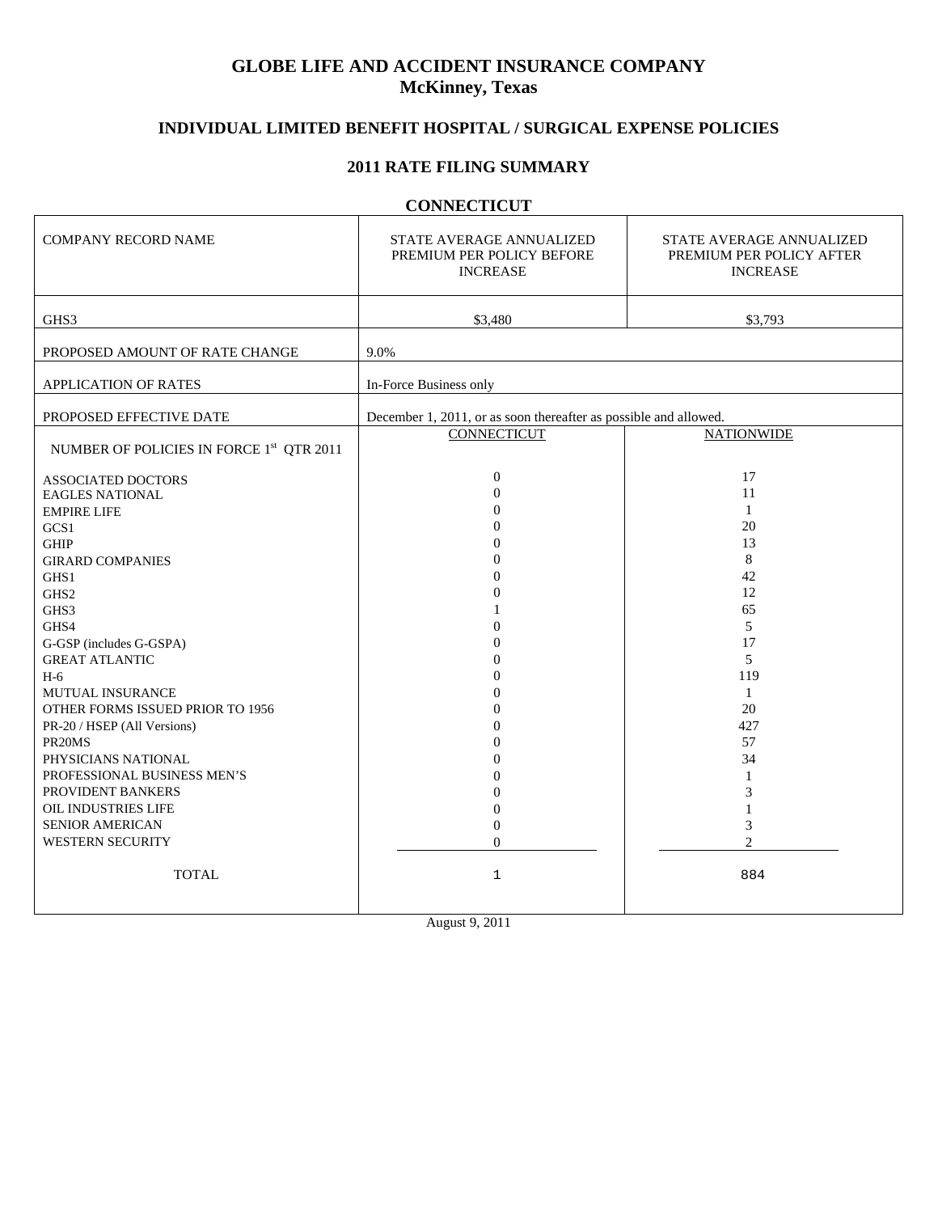# GLOBE LIFE AND ACCIDENT INSURANCE COMPANY
## McKinney, Texas

### INDIVIDUAL LIMITED BENEFIT HOSPITAL / SURGICAL EXPENSE POLICIES

### 2011 RATE FILING SUMMARY

### CONNECTICUT

| COMPANY RECORD NAME | STATE AVERAGE ANNUALIZED PREMIUM PER POLICY BEFORE INCREASE | STATE AVERAGE ANNUALIZED PREMIUM PER POLICY AFTER INCREASE |
|---|---|---|
| GHS3 | $3,480 | $3,793 |
| PROPOSED AMOUNT OF RATE CHANGE | 9.0% | |
| APPLICATION OF RATES | In-Force Business only | |
| PROPOSED EFFECTIVE DATE | December 1, 2011, or as soon thereafter as possible and allowed. | |
| NUMBER OF POLICIES IN FORCE 1st QTR 2011 | CONNECTICUT | NATIONWIDE |
| ASSOCIATED DOCTORS | 0 | 17 |
| EAGLES NATIONAL | 0 | 11 |
| EMPIRE LIFE | 0 | 1 |
| GCS1 | 0 | 20 |
| GHIP | 0 | 13 |
| GIRARD COMPANIES | 0 | 8 |
| GHS1 | 0 | 42 |
| GHS2 | 0 | 12 |
| GHS3 | 1 | 65 |
| GHS4 | 0 | 5 |
| G-GSP (includes G-GSPA) | 0 | 17 |
| GREAT ATLANTIC | 0 | 5 |
| H-6 | 0 | 119 |
| MUTUAL INSURANCE | 0 | 1 |
| OTHER FORMS ISSUED PRIOR TO 1956 | 0 | 20 |
| PR-20 / HSEP (All Versions) | 0 | 427 |
| PR20MS | 0 | 57 |
| PHYSICIANS NATIONAL | 0 | 34 |
| PROFESSIONAL BUSINESS MEN'S | 0 | 1 |
| PROVIDENT BANKERS | 0 | 3 |
| OIL INDUSTRIES LIFE | 0 | 1 |
| SENIOR AMERICAN | 0 | 3 |
| WESTERN SECURITY | 0 | 2 |
| TOTAL | 1 | 884 |

August 9, 2011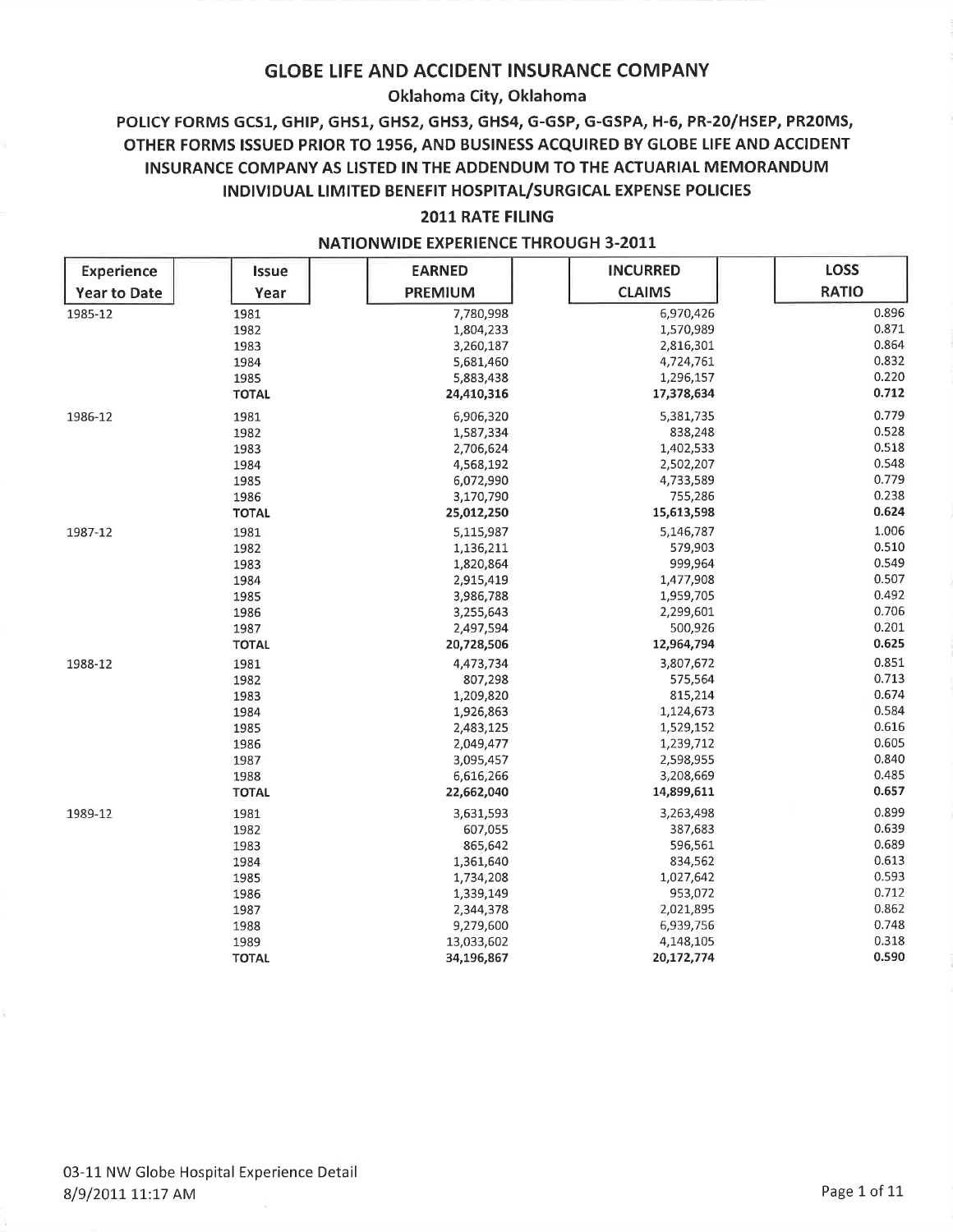# GLOBE LIFE AND ACCIDENT INSURANCE COMPANY

## Oklahoma City, Oklahoma

## POLICY FORMS GCS1, GHIP, GHS1, GHS2, GHS3, GHS4, G-GSP, G-GSPA, H-6, PR-20/HSEP, PR20MS, OTHER FORMS ISSUED PRIOR TO 1956, AND BUSINESS ACQUIRED BY GLOBE LIFE AND ACCIDENT INSURANCE COMPANY AS LISTED IN THE ADDENDUM TO THE ACTUARIAL MEMORANDUM INDIVIDUAL LIMITED BENEFIT HOSPITAL/SURGICAL EXPENSE POLICIES

### 2011 RATE FILING

### NATIONWIDE EXPERIENCE THROUGH 3-2011

| Experience Year to Date | Issue Year | EARNED PREMIUM | INCURRED CLAIMS | LOSS RATIO |
|---|---|---|---|---|
| 1985-12 | 1981 | 7,780,998 | 6,970,426 | 0.896 |
| | 1982 | 1,804,233 | 1,570,989 | 0.871 |
| | 1983 | 3,260,187 | 2,816,301 | 0.864 |
| | 1984 | 5,681,460 | 4,724,761 | 0.832 |
| | 1985 | 5,883,438 | 1,296,157 | 0.220 |
| | **TOTAL** | **24,410,316** | **17,378,634** | **0.712** |
| 1986-12 | 1981 | 6,906,320 | 5,381,735 | 0.779 |
| | 1982 | 1,587,334 | 838,248 | 0.528 |
| | 1983 | 2,706,624 | 1,402,533 | 0.518 |
| | 1984 | 4,568,192 | 2,502,207 | 0.548 |
| | 1985 | 6,072,990 | 4,733,589 | 0.779 |
| | 1986 | 3,170,790 | 755,286 | 0.238 |
| | **TOTAL** | **25,012,250** | **15,613,598** | **0.624** |
| 1987-12 | 1981 | 5,115,987 | 5,146,787 | 1.006 |
| | 1982 | 1,136,211 | 579,903 | 0.510 |
| | 1983 | 1,820,864 | 999,964 | 0.549 |
| | 1984 | 2,915,419 | 1,477,908 | 0.507 |
| | 1985 | 3,986,788 | 1,959,705 | 0.492 |
| | 1986 | 3,255,643 | 2,299,601 | 0.706 |
| | 1987 | 2,497,594 | 500,926 | 0.201 |
| | **TOTAL** | **20,728,506** | **12,964,794** | **0.625** |
| 1988-12 | 1981 | 4,473,734 | 3,807,672 | 0.851 |
| | 1982 | 807,298 | 575,564 | 0.713 |
| | 1983 | 1,209,820 | 815,214 | 0.674 |
| | 1984 | 1,926,863 | 1,124,673 | 0.584 |
| | 1985 | 2,483,125 | 1,529,152 | 0.616 |
| | 1986 | 2,049,477 | 1,239,712 | 0.605 |
| | 1987 | 3,095,457 | 2,598,955 | 0.840 |
| | 1988 | 6,616,266 | 3,208,669 | 0.485 |
| | **TOTAL** | **22,662,040** | **14,899,611** | **0.657** |
| 1989-12 | 1981 | 3,631,593 | 3,263,498 | 0.899 |
| | 1982 | 607,055 | 387,683 | 0.639 |
| | 1983 | 865,642 | 596,561 | 0.689 |
| | 1984 | 1,361,640 | 834,562 | 0.613 |
| | 1985 | 1,734,208 | 1,027,642 | 0.593 |
| | 1986 | 1,339,149 | 953,072 | 0.712 |
| | 1987 | 2,344,378 | 2,021,895 | 0.862 |
| | 1988 | 9,279,600 | 6,939,756 | 0.748 |
| | 1989 | 13,033,602 | 4,148,105 | 0.318 |
| | **TOTAL** | **34,196,867** | **20,172,774** | **0.590** |

03-11 NW Globe Hospital Experience Detail
8/9/2011 11:17 AM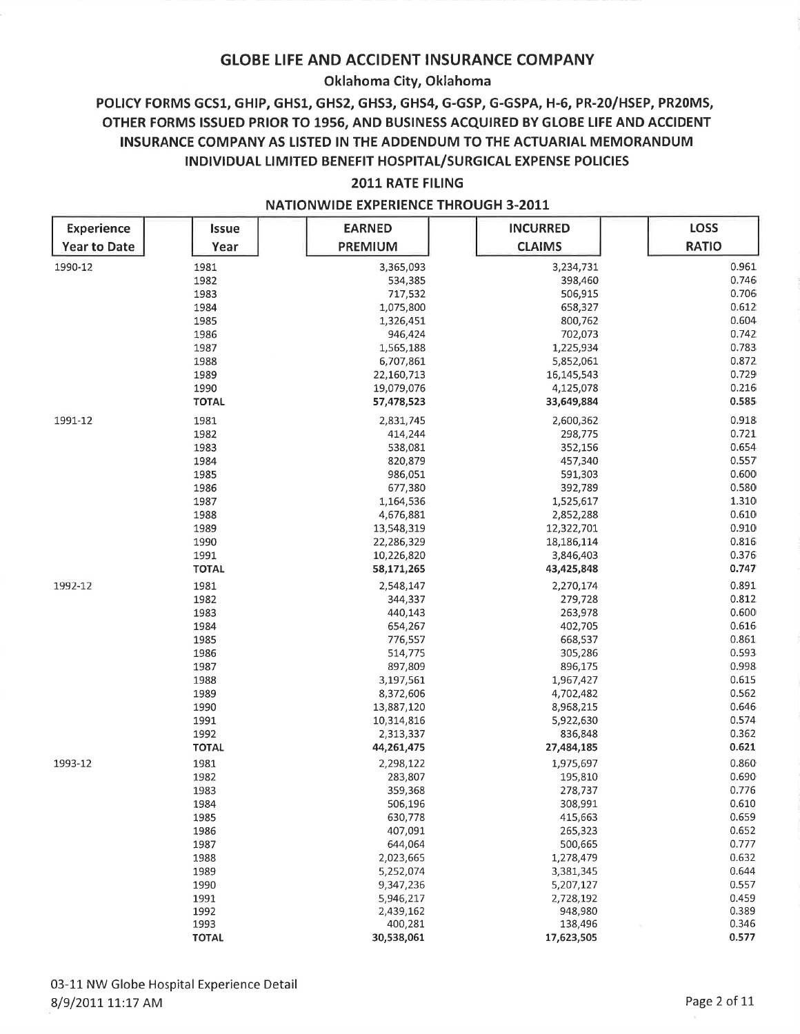# GLOBE LIFE AND ACCIDENT INSURANCE COMPANY

## Oklahoma City, Oklahoma

## POLICY FORMS GCS1, GHIP, GHS1, GHS2, GHS3, GHS4, G-GSP, G-GSPA, H-6, PR-20/HSEP, PR20MS, OTHER FORMS ISSUED PRIOR TO 1956, AND BUSINESS ACQUIRED BY GLOBE LIFE AND ACCIDENT INSURANCE COMPANY AS LISTED IN THE ADDENDUM TO THE ACTUARIAL MEMORANDUM INDIVIDUAL LIMITED BENEFIT HOSPITAL/SURGICAL EXPENSE POLICIES

### 2011 RATE FILING

### NATIONWIDE EXPERIENCE THROUGH 3-2011

| Experience Year to Date | Issue Year | EARNED PREMIUM | INCURRED CLAIMS | LOSS RATIO |
|---|---|---|---|---|
| 1990-12 | 1981 | 3,365,093 | 3,234,731 | 0.961 |
| | 1982 | 534,385 | 398,460 | 0.746 |
| | 1983 | 717,532 | 506,915 | 0.706 |
| | 1984 | 1,075,800 | 658,327 | 0.612 |
| | 1985 | 1,326,451 | 800,762 | 0.604 |
| | 1986 | 946,424 | 702,073 | 0.742 |
| | 1987 | 1,565,188 | 1,225,934 | 0.783 |
| | 1988 | 6,707,861 | 5,852,061 | 0.872 |
| | 1989 | 22,160,713 | 16,145,543 | 0.729 |
| | 1990 | 19,079,076 | 4,125,078 | 0.216 |
| | **TOTAL** | **57,478,523** | **33,649,884** | **0.585** |
| 1991-12 | 1981 | 2,831,745 | 2,600,362 | 0.918 |
| | 1982 | 414,244 | 298,775 | 0.721 |
| | 1983 | 538,081 | 352,156 | 0.654 |
| | 1984 | 820,879 | 457,340 | 0.557 |
| | 1985 | 986,051 | 591,303 | 0.600 |
| | 1986 | 677,380 | 392,789 | 0.580 |
| | 1987 | 1,164,536 | 1,525,617 | 1.310 |
| | 1988 | 4,676,881 | 2,852,288 | 0.610 |
| | 1989 | 13,548,319 | 12,322,701 | 0.910 |
| | 1990 | 22,286,329 | 18,186,114 | 0.816 |
| | 1991 | 10,226,820 | 3,846,403 | 0.376 |
| | **TOTAL** | **58,171,265** | **43,425,848** | **0.747** |
| 1992-12 | 1981 | 2,548,147 | 2,270,174 | 0.891 |
| | 1982 | 344,337 | 279,728 | 0.812 |
| | 1983 | 440,143 | 263,978 | 0.600 |
| | 1984 | 654,267 | 402,705 | 0.616 |
| | 1985 | 776,557 | 668,537 | 0.861 |
| | 1986 | 514,775 | 305,286 | 0.593 |
| | 1987 | 897,809 | 896,175 | 0.998 |
| | 1988 | 3,197,561 | 1,967,427 | 0.615 |
| | 1989 | 8,372,606 | 4,702,482 | 0.562 |
| | 1990 | 13,887,120 | 8,968,215 | 0.646 |
| | 1991 | 10,314,816 | 5,922,630 | 0.574 |
| | 1992 | 2,313,337 | 836,848 | 0.362 |
| | **TOTAL** | **44,261,475** | **27,484,185** | **0.621** |
| 1993-12 | 1981 | 2,298,122 | 1,975,697 | 0.860 |
| | 1982 | 283,807 | 195,810 | 0.690 |
| | 1983 | 359,368 | 278,737 | 0.776 |
| | 1984 | 506,196 | 308,991 | 0.610 |
| | 1985 | 630,778 | 415,663 | 0.659 |
| | 1986 | 407,091 | 265,323 | 0.652 |
| | 1987 | 644,064 | 500,665 | 0.777 |
| | 1988 | 2,023,665 | 1,278,479 | 0.632 |
| | 1989 | 5,252,074 | 3,381,345 | 0.644 |
| | 1990 | 9,347,236 | 5,207,127 | 0.557 |
| | 1991 | 5,946,217 | 2,728,192 | 0.459 |
| | 1992 | 2,439,162 | 948,980 | 0.389 |
| | 1993 | 400,281 | 138,496 | 0.346 |
| | **TOTAL** | **30,538,061** | **17,623,505** | **0.577** |

03-11 NW Globe Hospital Experience Detail
8/9/2011 11:17 AM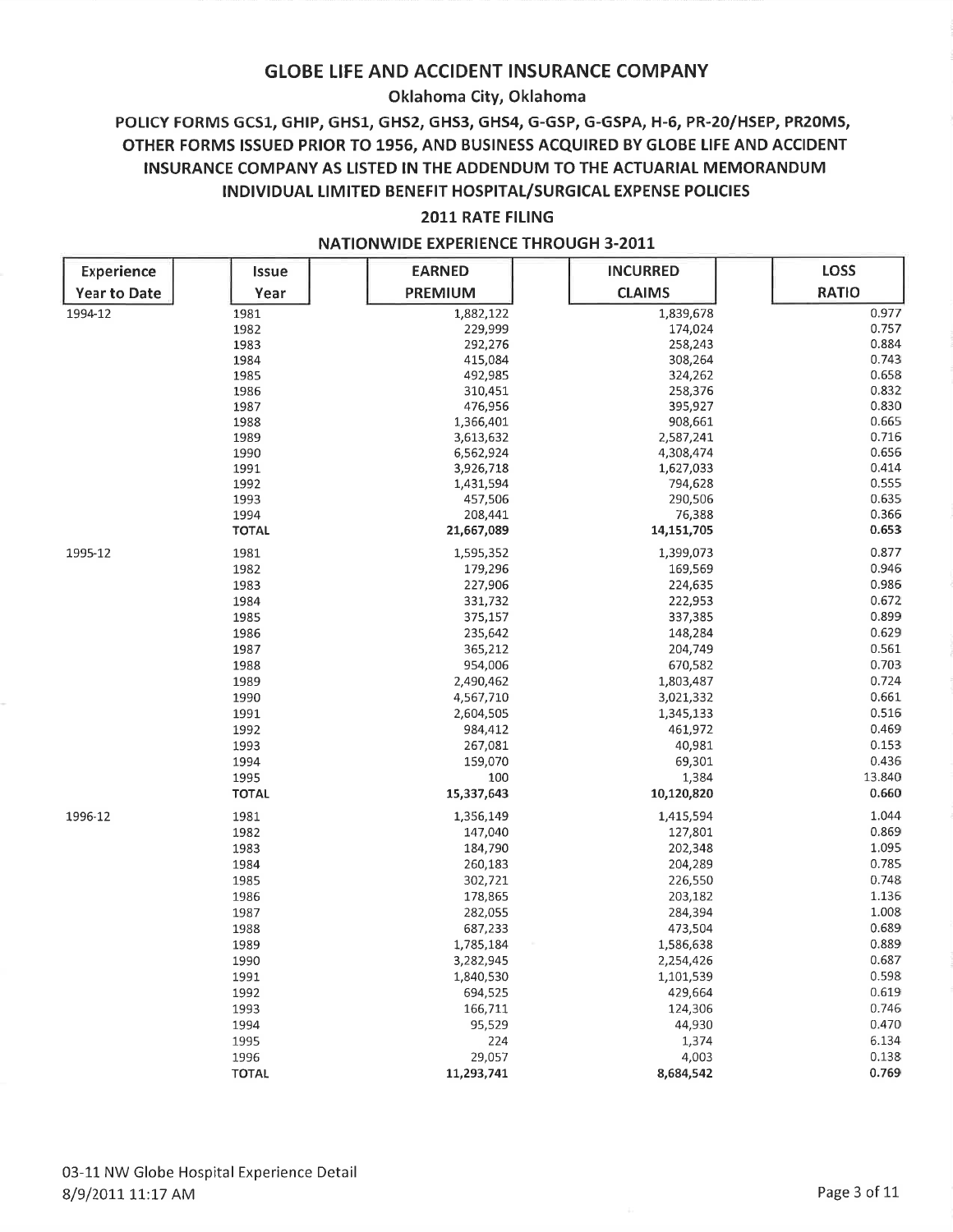## GLOBE LIFE AND ACCIDENT INSURANCE COMPANY

**Oklahoma City, Oklahoma**

**POLICY FORMS GCS1, GHIP, GHS1, GHS2, GHS3, GHS4, G-GSP, G-GSPA, H-6, PR-20/HSEP, PR20MS, OTHER FORMS ISSUED PRIOR TO 1956, AND BUSINESS ACQUIRED BY GLOBE LIFE AND ACCIDENT INSURANCE COMPANY AS LISTED IN THE ADDENDUM TO THE ACTUARIAL MEMORANDUM INDIVIDUAL LIMITED BENEFIT HOSPITAL/SURGICAL EXPENSE POLICIES**

**2011 RATE FILING**

**NATIONWIDE EXPERIENCE THROUGH 3-2011**

| Experience Year to Date | Issue Year | EARNED PREMIUM | INCURRED CLAIMS | LOSS RATIO |
|---|---|---|---|---|
| 1994-12 | 1981 | 1,882,122 | 1,839,678 | 0.977 |
| | 1982 | 229,999 | 174,024 | 0.757 |
| | 1983 | 292,276 | 258,243 | 0.884 |
| | 1984 | 415,084 | 308,264 | 0.743 |
| | 1985 | 492,985 | 324,262 | 0.658 |
| | 1986 | 310,451 | 258,376 | 0.832 |
| | 1987 | 476,956 | 395,927 | 0.830 |
| | 1988 | 1,366,401 | 908,661 | 0.665 |
| | 1989 | 3,613,632 | 2,587,241 | 0.716 |
| | 1990 | 6,562,924 | 4,308,474 | 0.656 |
| | 1991 | 3,926,718 | 1,627,033 | 0.414 |
| | 1992 | 1,431,594 | 794,628 | 0.555 |
| | 1993 | 457,506 | 290,506 | 0.635 |
| | 1994 | 208,441 | 76,388 | 0.366 |
| | **TOTAL** | **21,667,089** | **14,151,705** | **0.653** |
| 1995-12 | 1981 | 1,595,352 | 1,399,073 | 0.877 |
| | 1982 | 179,296 | 169,569 | 0.946 |
| | 1983 | 227,906 | 224,635 | 0.986 |
| | 1984 | 331,732 | 222,953 | 0.672 |
| | 1985 | 375,157 | 337,385 | 0.899 |
| | 1986 | 235,642 | 148,284 | 0.629 |
| | 1987 | 365,212 | 204,749 | 0.561 |
| | 1988 | 954,006 | 670,582 | 0.703 |
| | 1989 | 2,490,462 | 1,803,487 | 0.724 |
| | 1990 | 4,567,710 | 3,021,332 | 0.661 |
| | 1991 | 2,604,505 | 1,345,133 | 0.516 |
| | 1992 | 984,412 | 461,972 | 0.469 |
| | 1993 | 267,081 | 40,981 | 0.153 |
| | 1994 | 159,070 | 69,301 | 0.436 |
| | 1995 | 100 | 1,384 | 13.840 |
| | **TOTAL** | **15,337,643** | **10,120,820** | **0.660** |
| 1996-12 | 1981 | 1,356,149 | 1,415,594 | 1.044 |
| | 1982 | 147,040 | 127,801 | 0.869 |
| | 1983 | 184,790 | 202,348 | 1.095 |
| | 1984 | 260,183 | 204,289 | 0.785 |
| | 1985 | 302,721 | 226,550 | 0.748 |
| | 1986 | 178,865 | 203,182 | 1.136 |
| | 1987 | 282,055 | 284,394 | 1.008 |
| | 1988 | 687,233 | 473,504 | 0.689 |
| | 1989 | 1,785,184 | 1,586,638 | 0.889 |
| | 1990 | 3,282,945 | 2,254,426 | 0.687 |
| | 1991 | 1,840,530 | 1,101,539 | 0.598 |
| | 1992 | 694,525 | 429,664 | 0.619 |
| | 1993 | 166,711 | 124,306 | 0.746 |
| | 1994 | 95,529 | 44,930 | 0.470 |
| | 1995 | 224 | 1,374 | 6.134 |
| | 1996 | 29,057 | 4,003 | 0.138 |
| | **TOTAL** | **11,293,741** | **8,684,542** | **0.769** |

03-11 NW Globe Hospital Experience Detail
8/9/2011 11:17 AM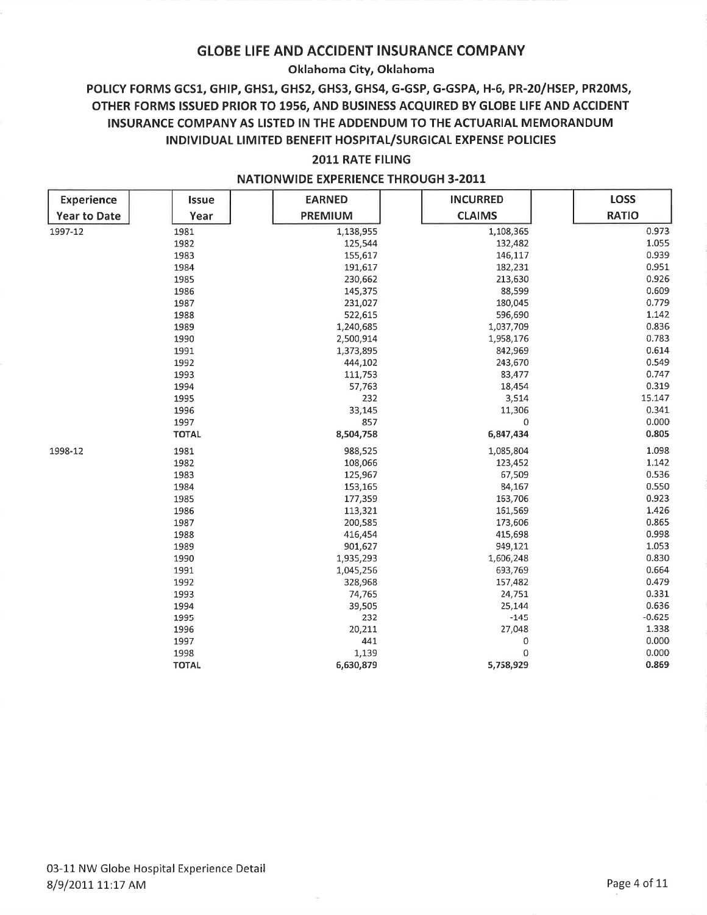# GLOBE LIFE AND ACCIDENT INSURANCE COMPANY

**Oklahoma City, Oklahoma**

## POLICY FORMS GCS1, GHIP, GHS1, GHS2, GHS3, GHS4, G-GSP, G-GSPA, H-6, PR-20/HSEP, PR20MS, OTHER FORMS ISSUED PRIOR TO 1956, AND BUSINESS ACQUIRED BY GLOBE LIFE AND ACCIDENT INSURANCE COMPANY AS LISTED IN THE ADDENDUM TO THE ACTUARIAL MEMORANDUM INDIVIDUAL LIMITED BENEFIT HOSPITAL/SURGICAL EXPENSE POLICIES

### 2011 RATE FILING

### NATIONWIDE EXPERIENCE THROUGH 3-2011

| Experience Year to Date | Issue Year | EARNED PREMIUM | INCURRED CLAIMS | LOSS RATIO |
|---|---|---|---|---|
| 1997-12 | 1981 | 1,138,955 | 1,108,365 | 0.973 |
| | 1982 | 125,544 | 132,482 | 1.055 |
| | 1983 | 155,617 | 146,117 | 0.939 |
| | 1984 | 191,617 | 182,231 | 0.951 |
| | 1985 | 230,662 | 213,630 | 0.926 |
| | 1986 | 145,375 | 88,599 | 0.609 |
| | 1987 | 231,027 | 180,045 | 0.779 |
| | 1988 | 522,615 | 596,690 | 1.142 |
| | 1989 | 1,240,685 | 1,037,709 | 0.836 |
| | 1990 | 2,500,914 | 1,958,176 | 0.783 |
| | 1991 | 1,373,895 | 842,969 | 0.614 |
| | 1992 | 444,102 | 243,670 | 0.549 |
| | 1993 | 111,753 | 83,477 | 0.747 |
| | 1994 | 57,763 | 18,454 | 0.319 |
| | 1995 | 232 | 3,514 | 15.147 |
| | 1996 | 33,145 | 11,306 | 0.341 |
| | 1997 | 857 | 0 | 0.000 |
| | **TOTAL** | **8,504,758** | **6,847,434** | **0.805** |
| 1998-12 | 1981 | 988,525 | 1,085,804 | 1.098 |
| | 1982 | 108,066 | 123,452 | 1.142 |
| | 1983 | 125,967 | 67,509 | 0.536 |
| | 1984 | 153,165 | 84,167 | 0.550 |
| | 1985 | 177,359 | 163,706 | 0.923 |
| | 1986 | 113,321 | 161,569 | 1.426 |
| | 1987 | 200,585 | 173,606 | 0.865 |
| | 1988 | 416,454 | 415,698 | 0.998 |
| | 1989 | 901,627 | 949,121 | 1.053 |
| | 1990 | 1,935,293 | 1,606,248 | 0.830 |
| | 1991 | 1,045,256 | 693,769 | 0.664 |
| | 1992 | 328,968 | 157,482 | 0.479 |
| | 1993 | 74,765 | 24,751 | 0.331 |
| | 1994 | 39,505 | 25,144 | 0.636 |
| | 1995 | 232 | -145 | -0.625 |
| | 1996 | 20,211 | 27,048 | 1.338 |
| | 1997 | 441 | 0 | 0.000 |
| | 1998 | 1,139 | 0 | 0.000 |
| | **TOTAL** | **6,630,879** | **5,758,929** | **0.869** |

03-11 NW Globe Hospital Experience Detail
8/9/2011 11:17 AM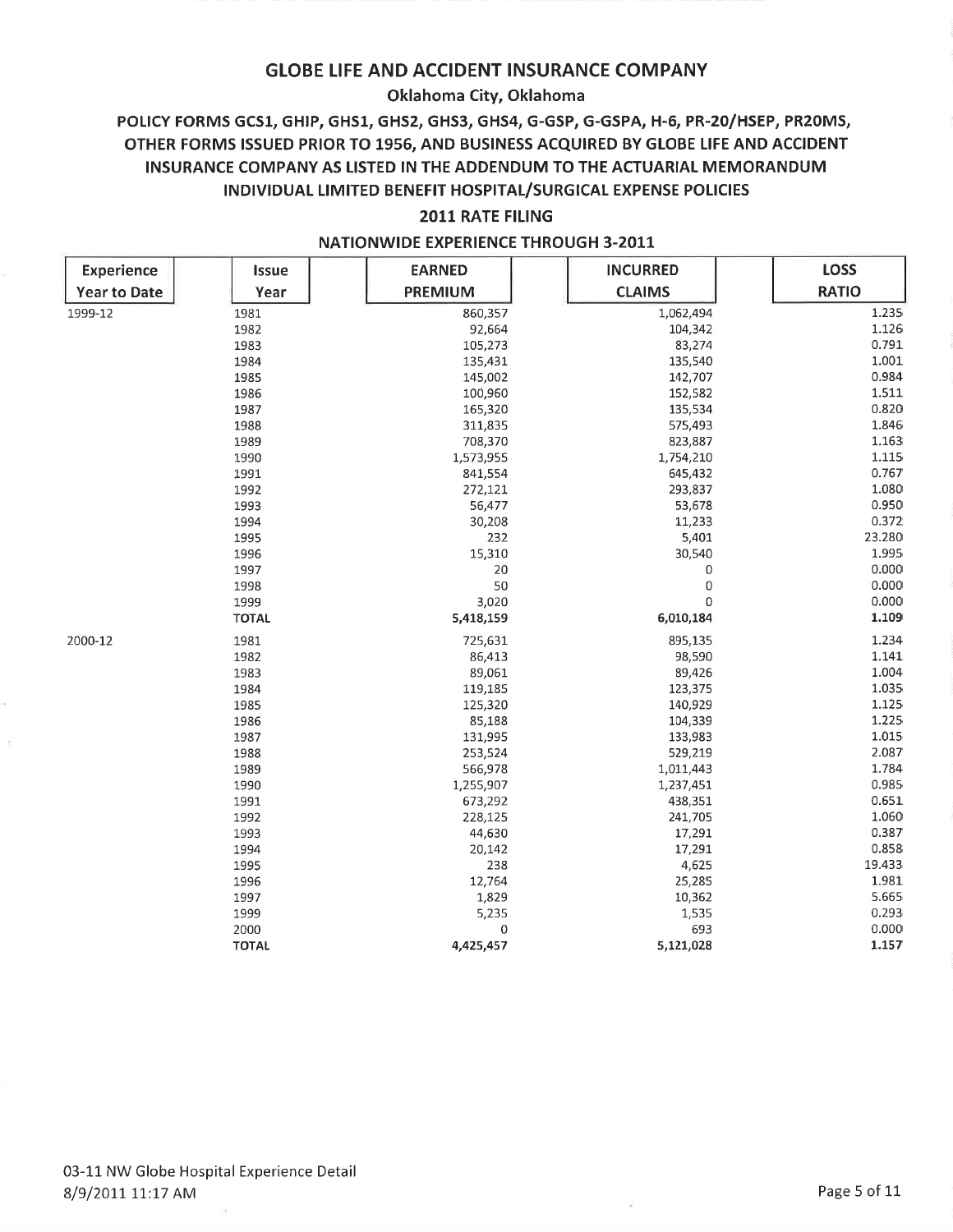# GLOBE LIFE AND ACCIDENT INSURANCE COMPANY

**Oklahoma City, Oklahoma**

**POLICY FORMS GCS1, GHIP, GHS1, GHS2, GHS3, GHS4, G-GSP, G-GSPA, H-6, PR-20/HSEP, PR20MS, OTHER FORMS ISSUED PRIOR TO 1956, AND BUSINESS ACQUIRED BY GLOBE LIFE AND ACCIDENT INSURANCE COMPANY AS LISTED IN THE ADDENDUM TO THE ACTUARIAL MEMORANDUM INDIVIDUAL LIMITED BENEFIT HOSPITAL/SURGICAL EXPENSE POLICIES**

**2011 RATE FILING**

**NATIONWIDE EXPERIENCE THROUGH 3-2011**

| Experience Year to Date | Issue Year | EARNED PREMIUM | INCURRED CLAIMS | LOSS RATIO |
|---|---|---|---|---|
| 1999-12 | 1981 | 860,357 | 1,062,494 | 1.235 |
| | 1982 | 92,664 | 104,342 | 1.126 |
| | 1983 | 105,273 | 83,274 | 0.791 |
| | 1984 | 135,431 | 135,540 | 1.001 |
| | 1985 | 145,002 | 142,707 | 0.984 |
| | 1986 | 100,960 | 152,582 | 1.511 |
| | 1987 | 165,320 | 135,534 | 0.820 |
| | 1988 | 311,835 | 575,493 | 1.846 |
| | 1989 | 708,370 | 823,887 | 1.163 |
| | 1990 | 1,573,955 | 1,754,210 | 1.115 |
| | 1991 | 841,554 | 645,432 | 0.767 |
| | 1992 | 272,121 | 293,837 | 1.080 |
| | 1993 | 56,477 | 53,678 | 0.950 |
| | 1994 | 30,208 | 11,233 | 0.372 |
| | 1995 | 232 | 5,401 | 23.280 |
| | 1996 | 15,310 | 30,540 | 1.995 |
| | 1997 | 20 | 0 | 0.000 |
| | 1998 | 50 | 0 | 0.000 |
| | 1999 | 3,020 | 0 | 0.000 |
| | **TOTAL** | **5,418,159** | **6,010,184** | **1.109** |
| 2000-12 | 1981 | 725,631 | 895,135 | 1.234 |
| | 1982 | 86,413 | 98,590 | 1.141 |
| | 1983 | 89,061 | 89,426 | 1.004 |
| | 1984 | 119,185 | 123,375 | 1.035 |
| | 1985 | 125,320 | 140,929 | 1.125 |
| | 1986 | 85,188 | 104,339 | 1.225 |
| | 1987 | 131,995 | 133,983 | 1.015 |
| | 1988 | 253,524 | 529,219 | 2.087 |
| | 1989 | 566,978 | 1,011,443 | 1.784 |
| | 1990 | 1,255,907 | 1,237,451 | 0.985 |
| | 1991 | 673,292 | 438,351 | 0.651 |
| | 1992 | 228,125 | 241,705 | 1.060 |
| | 1993 | 44,630 | 17,291 | 0.387 |
| | 1994 | 20,142 | 17,291 | 0.858 |
| | 1995 | 238 | 4,625 | 19.433 |
| | 1996 | 12,764 | 25,285 | 1.981 |
| | 1997 | 1,829 | 10,362 | 5.665 |
| | 1999 | 5,235 | 1,535 | 0.293 |
| | 2000 | 0 | 693 | 0.000 |
| | **TOTAL** | **4,425,457** | **5,121,028** | **1.157** |

03-11 NW Globe Hospital Experience Detail
8/9/2011 11:17 AM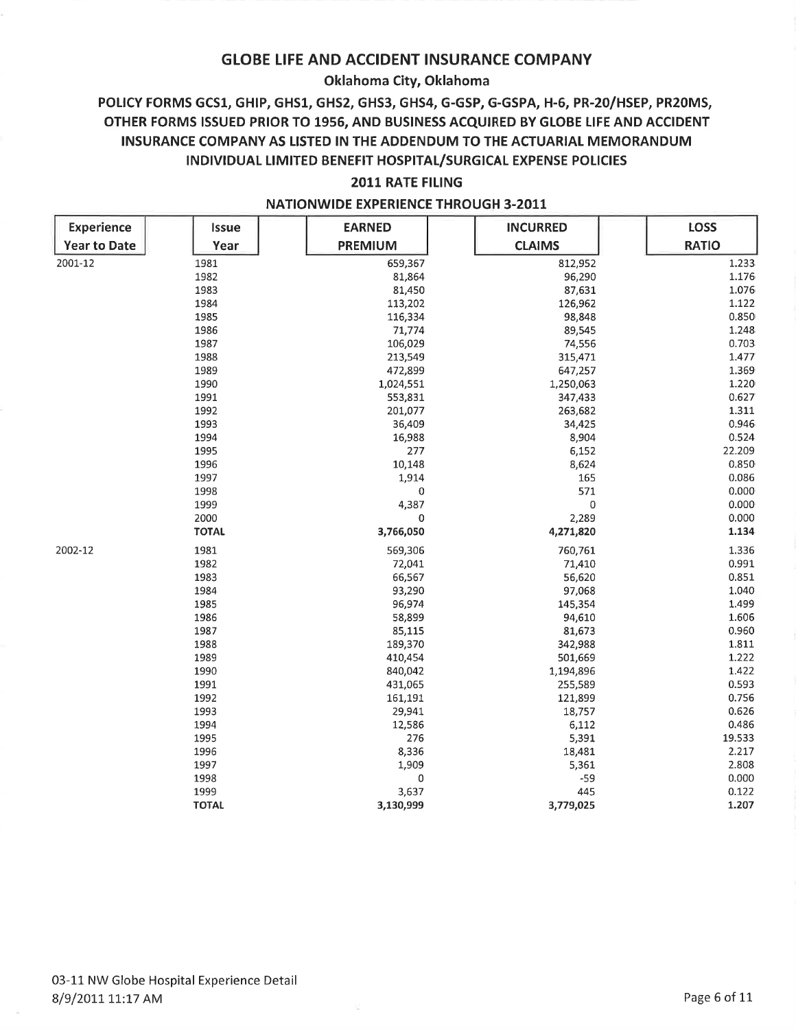# GLOBE LIFE AND ACCIDENT INSURANCE COMPANY

**Oklahoma City, Oklahoma**

**POLICY FORMS GCS1, GHIP, GHS1, GHS2, GHS3, GHS4, G-GSP, G-GSPA, H-6, PR-20/HSEP, PR20MS, OTHER FORMS ISSUED PRIOR TO 1956, AND BUSINESS ACQUIRED BY GLOBE LIFE AND ACCIDENT INSURANCE COMPANY AS LISTED IN THE ADDENDUM TO THE ACTUARIAL MEMORANDUM**

**INDIVIDUAL LIMITED BENEFIT HOSPITAL/SURGICAL EXPENSE POLICIES**

**2011 RATE FILING**

**NATIONWIDE EXPERIENCE THROUGH 3-2011**

| Experience Year to Date | Issue Year | EARNED PREMIUM | INCURRED CLAIMS | LOSS RATIO |
|---|---|---|---|---|
| 2001-12 | 1981 | 659,367 | 812,952 | 1.233 |
| | 1982 | 81,864 | 96,290 | 1.176 |
| | 1983 | 81,450 | 87,631 | 1.076 |
| | 1984 | 113,202 | 126,962 | 1.122 |
| | 1985 | 116,334 | 98,848 | 0.850 |
| | 1986 | 71,774 | 89,545 | 1.248 |
| | 1987 | 106,029 | 74,556 | 0.703 |
| | 1988 | 213,549 | 315,471 | 1.477 |
| | 1989 | 472,899 | 647,257 | 1.369 |
| | 1990 | 1,024,551 | 1,250,063 | 1.220 |
| | 1991 | 553,831 | 347,433 | 0.627 |
| | 1992 | 201,077 | 263,682 | 1.311 |
| | 1993 | 36,409 | 34,425 | 0.946 |
| | 1994 | 16,988 | 8,904 | 0.524 |
| | 1995 | 277 | 6,152 | 22.209 |
| | 1996 | 10,148 | 8,624 | 0.850 |
| | 1997 | 1,914 | 165 | 0.086 |
| | 1998 | 0 | 571 | 0.000 |
| | 1999 | 4,387 | 0 | 0.000 |
| | 2000 | 0 | 2,289 | 0.000 |
| | **TOTAL** | **3,766,050** | **4,271,820** | **1.134** |
| 2002-12 | 1981 | 569,306 | 760,761 | 1.336 |
| | 1982 | 72,041 | 71,410 | 0.991 |
| | 1983 | 66,567 | 56,620 | 0.851 |
| | 1984 | 93,290 | 97,068 | 1.040 |
| | 1985 | 96,974 | 145,354 | 1.499 |
| | 1986 | 58,899 | 94,610 | 1.606 |
| | 1987 | 85,115 | 81,673 | 0.960 |
| | 1988 | 189,370 | 342,988 | 1.811 |
| | 1989 | 410,454 | 501,669 | 1.222 |
| | 1990 | 840,042 | 1,194,896 | 1.422 |
| | 1991 | 431,065 | 255,589 | 0.593 |
| | 1992 | 161,191 | 121,899 | 0.756 |
| | 1993 | 29,941 | 18,757 | 0.626 |
| | 1994 | 12,586 | 6,112 | 0.486 |
| | 1995 | 276 | 5,391 | 19.533 |
| | 1996 | 8,336 | 18,481 | 2.217 |
| | 1997 | 1,909 | 5,361 | 2.808 |
| | 1998 | 0 | -59 | 0.000 |
| | 1999 | 3,637 | 445 | 0.122 |
| | **TOTAL** | **3,130,999** | **3,779,025** | **1.207** |

03-11 NW Globe Hospital Experience Detail
8/9/2011 11:17 AM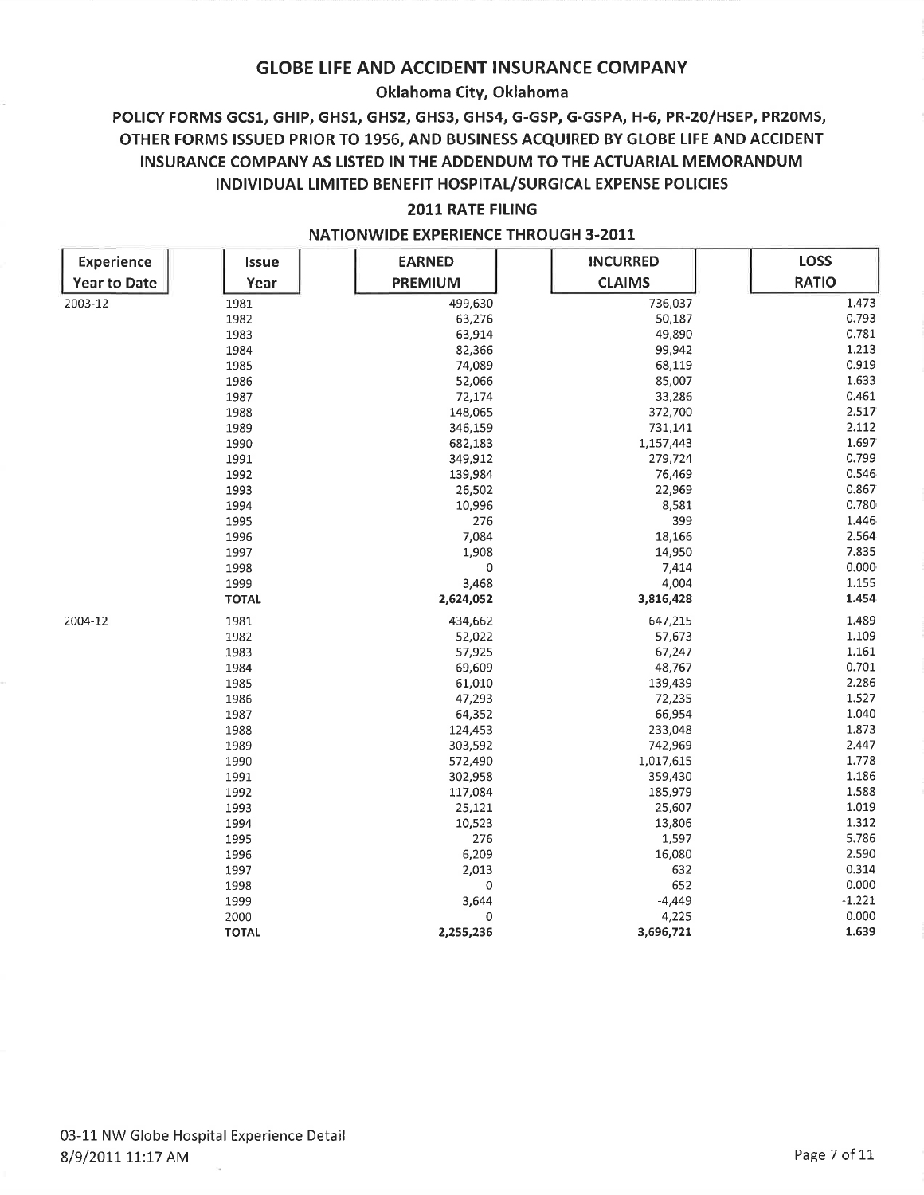# GLOBE LIFE AND ACCIDENT INSURANCE COMPANY

**Oklahoma City, Oklahoma**

**POLICY FORMS GCS1, GHIP, GHS1, GHS2, GHS3, GHS4, G-GSP, G-GSPA, H-6, PR-20/HSEP, PR20MS, OTHER FORMS ISSUED PRIOR TO 1956, AND BUSINESS ACQUIRED BY GLOBE LIFE AND ACCIDENT INSURANCE COMPANY AS LISTED IN THE ADDENDUM TO THE ACTUARIAL MEMORANDUM INDIVIDUAL LIMITED BENEFIT HOSPITAL/SURGICAL EXPENSE POLICIES**

**2011 RATE FILING**

**NATIONWIDE EXPERIENCE THROUGH 3-2011**

| Experience Year to Date | Issue Year | EARNED PREMIUM | INCURRED CLAIMS | LOSS RATIO |
|---|---|---|---|---|
| 2003-12 | 1981 | 499,630 | 736,037 | 1.473 |
| | 1982 | 63,276 | 50,187 | 0.793 |
| | 1983 | 63,914 | 49,890 | 0.781 |
| | 1984 | 82,366 | 99,942 | 1.213 |
| | 1985 | 74,089 | 68,119 | 0.919 |
| | 1986 | 52,066 | 85,007 | 1.633 |
| | 1987 | 72,174 | 33,286 | 0.461 |
| | 1988 | 148,065 | 372,700 | 2.517 |
| | 1989 | 346,159 | 731,141 | 2.112 |
| | 1990 | 682,183 | 1,157,443 | 1.697 |
| | 1991 | 349,912 | 279,724 | 0.799 |
| | 1992 | 139,984 | 76,469 | 0.546 |
| | 1993 | 26,502 | 22,969 | 0.867 |
| | 1994 | 10,996 | 8,581 | 0.780 |
| | 1995 | 276 | 399 | 1.446 |
| | 1996 | 7,084 | 18,166 | 2.564 |
| | 1997 | 1,908 | 14,950 | 7.835 |
| | 1998 | 0 | 7,414 | 0.000 |
| | 1999 | 3,468 | 4,004 | 1.155 |
| | **TOTAL** | **2,624,052** | **3,816,428** | **1.454** |
| 2004-12 | 1981 | 434,662 | 647,215 | 1.489 |
| | 1982 | 52,022 | 57,673 | 1.109 |
| | 1983 | 57,925 | 67,247 | 1.161 |
| | 1984 | 69,609 | 48,767 | 0.701 |
| | 1985 | 61,010 | 139,439 | 2.286 |
| | 1986 | 47,293 | 72,235 | 1.527 |
| | 1987 | 64,352 | 66,954 | 1.040 |
| | 1988 | 124,453 | 233,048 | 1.873 |
| | 1989 | 303,592 | 742,969 | 2.447 |
| | 1990 | 572,490 | 1,017,615 | 1.778 |
| | 1991 | 302,958 | 359,430 | 1.186 |
| | 1992 | 117,084 | 185,979 | 1.588 |
| | 1993 | 25,121 | 25,607 | 1.019 |
| | 1994 | 10,523 | 13,806 | 1.312 |
| | 1995 | 276 | 1,597 | 5.786 |
| | 1996 | 6,209 | 16,080 | 2.590 |
| | 1997 | 2,013 | 632 | 0.314 |
| | 1998 | 0 | 652 | 0.000 |
| | 1999 | 3,644 | -4,449 | -1.221 |
| | 2000 | 0 | 4,225 | 0.000 |
| | **TOTAL** | **2,255,236** | **3,696,721** | **1.639** |

03-11 NW Globe Hospital Experience Detail
8/9/2011 11:17 AM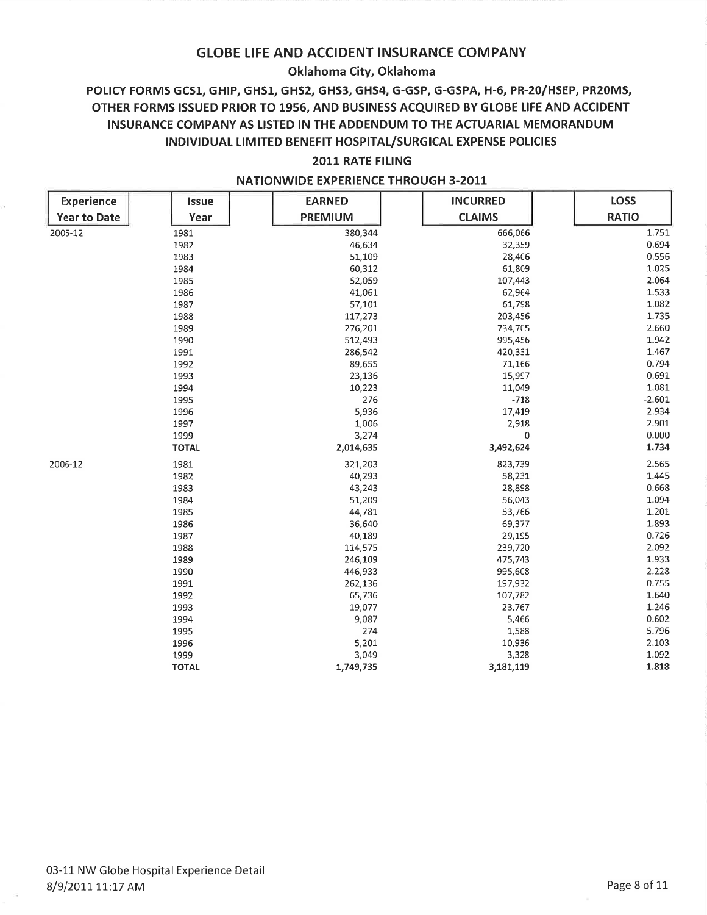# GLOBE LIFE AND ACCIDENT INSURANCE COMPANY

## Oklahoma City, Oklahoma

## POLICY FORMS GCS1, GHIP, GHS1, GHS2, GHS3, GHS4, G-GSP, G-GSPA, H-6, PR-20/HSEP, PR20MS, OTHER FORMS ISSUED PRIOR TO 1956, AND BUSINESS ACQUIRED BY GLOBE LIFE AND ACCIDENT INSURANCE COMPANY AS LISTED IN THE ADDENDUM TO THE ACTUARIAL MEMORANDUM INDIVIDUAL LIMITED BENEFIT HOSPITAL/SURGICAL EXPENSE POLICIES

### 2011 RATE FILING

### NATIONWIDE EXPERIENCE THROUGH 3-2011

| Experience Year to Date | Issue Year | EARNED PREMIUM | INCURRED CLAIMS | LOSS RATIO |
|---|---|---|---|---|
| 2005-12 | 1981 | 380,344 | 666,066 | 1.751 |
| | 1982 | 46,634 | 32,359 | 0.694 |
| | 1983 | 51,109 | 28,406 | 0.556 |
| | 1984 | 60,312 | 61,809 | 1.025 |
| | 1985 | 52,059 | 107,443 | 2.064 |
| | 1986 | 41,061 | 62,964 | 1.533 |
| | 1987 | 57,101 | 61,798 | 1.082 |
| | 1988 | 117,273 | 203,456 | 1.735 |
| | 1989 | 276,201 | 734,705 | 2.660 |
| | 1990 | 512,493 | 995,456 | 1.942 |
| | 1991 | 286,542 | 420,331 | 1.467 |
| | 1992 | 89,655 | 71,166 | 0.794 |
| | 1993 | 23,136 | 15,997 | 0.691 |
| | 1994 | 10,223 | 11,049 | 1.081 |
| | 1995 | 276 | -718 | -2.601 |
| | 1996 | 5,936 | 17,419 | 2.934 |
| | 1997 | 1,006 | 2,918 | 2.901 |
| | 1999 | 3,274 | 0 | 0.000 |
| | **TOTAL** | **2,014,635** | **3,492,624** | **1.734** |
| 2006-12 | 1981 | 321,203 | 823,739 | 2.565 |
| | 1982 | 40,293 | 58,231 | 1.445 |
| | 1983 | 43,243 | 28,898 | 0.668 |
| | 1984 | 51,209 | 56,043 | 1.094 |
| | 1985 | 44,781 | 53,766 | 1.201 |
| | 1986 | 36,640 | 69,377 | 1.893 |
| | 1987 | 40,189 | 29,195 | 0.726 |
| | 1988 | 114,575 | 239,720 | 2.092 |
| | 1989 | 246,109 | 475,743 | 1.933 |
| | 1990 | 446,933 | 995,608 | 2.228 |
| | 1991 | 262,136 | 197,932 | 0.755 |
| | 1992 | 65,736 | 107,782 | 1.640 |
| | 1993 | 19,077 | 23,767 | 1.246 |
| | 1994 | 9,087 | 5,466 | 0.602 |
| | 1995 | 274 | 1,588 | 5.796 |
| | 1996 | 5,201 | 10,936 | 2.103 |
| | 1999 | 3,049 | 3,328 | 1.092 |
| | **TOTAL** | **1,749,735** | **3,181,119** | **1.818** |

03-11 NW Globe Hospital Experience Detail
8/9/2011 11:17 AM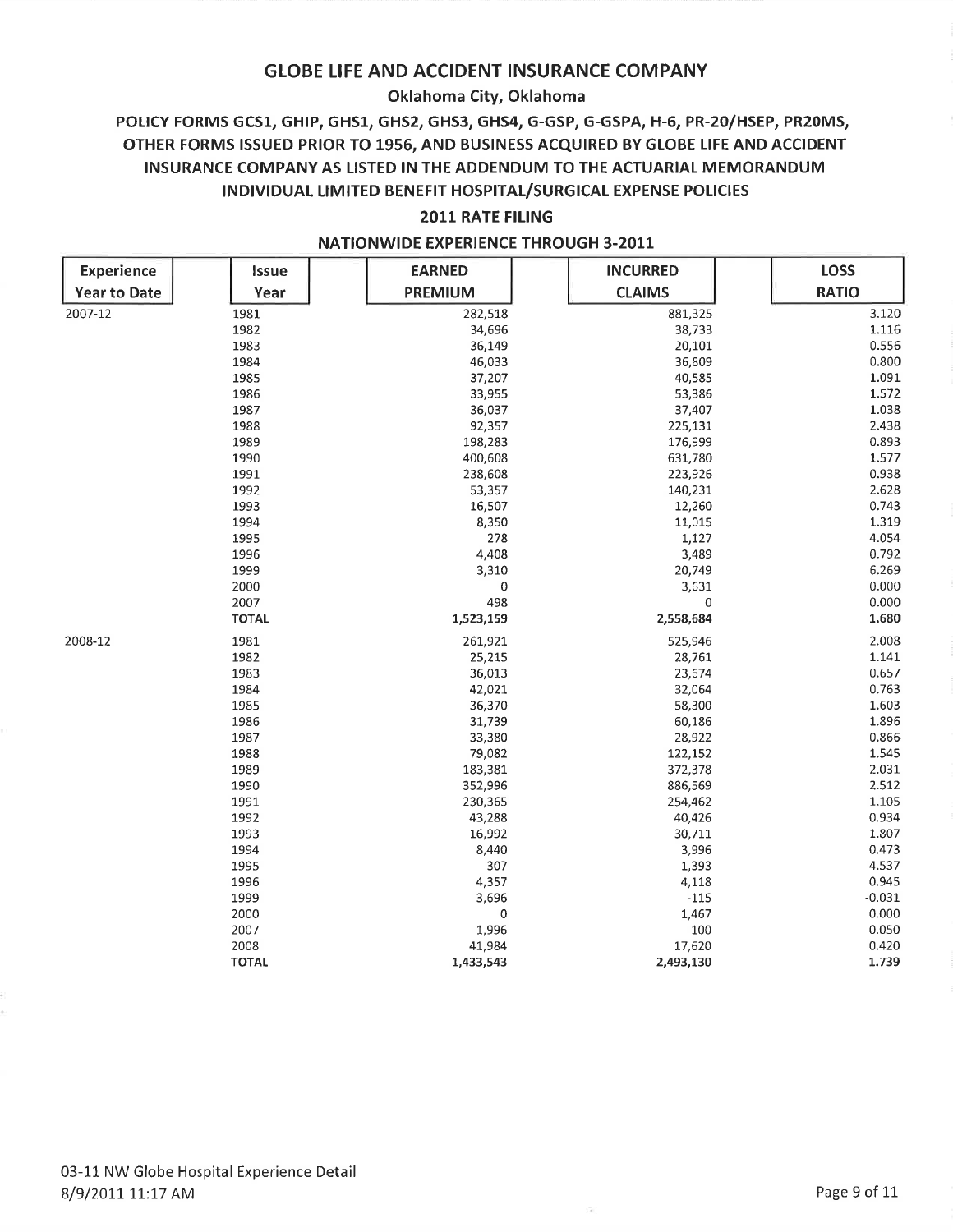# GLOBE LIFE AND ACCIDENT INSURANCE COMPANY

**Oklahoma City, Oklahoma**

**POLICY FORMS GCS1, GHIP, GHS1, GHS2, GHS3, GHS4, G-GSP, G-GSPA, H-6, PR-20/HSEP, PR20MS, OTHER FORMS ISSUED PRIOR TO 1956, AND BUSINESS ACQUIRED BY GLOBE LIFE AND ACCIDENT INSURANCE COMPANY AS LISTED IN THE ADDENDUM TO THE ACTUARIAL MEMORANDUM INDIVIDUAL LIMITED BENEFIT HOSPITAL/SURGICAL EXPENSE POLICIES**

**2011 RATE FILING**

**NATIONWIDE EXPERIENCE THROUGH 3-2011**

| Experience Year to Date | Issue Year | EARNED PREMIUM | INCURRED CLAIMS | LOSS RATIO |
|---|---|---|---|---|
| 2007-12 | 1981 | 282,518 | 881,325 | 3.120 |
| | 1982 | 34,696 | 38,733 | 1.116 |
| | 1983 | 36,149 | 20,101 | 0.556 |
| | 1984 | 46,033 | 36,809 | 0.800 |
| | 1985 | 37,207 | 40,585 | 1.091 |
| | 1986 | 33,955 | 53,386 | 1.572 |
| | 1987 | 36,037 | 37,407 | 1.038 |
| | 1988 | 92,357 | 225,131 | 2.438 |
| | 1989 | 198,283 | 176,999 | 0.893 |
| | 1990 | 400,608 | 631,780 | 1.577 |
| | 1991 | 238,608 | 223,926 | 0.938 |
| | 1992 | 53,357 | 140,231 | 2.628 |
| | 1993 | 16,507 | 12,260 | 0.743 |
| | 1994 | 8,350 | 11,015 | 1.319 |
| | 1995 | 278 | 1,127 | 4.054 |
| | 1996 | 4,408 | 3,489 | 0.792 |
| | 1999 | 3,310 | 20,749 | 6.269 |
| | 2000 | 0 | 3,631 | 0.000 |
| | 2007 | 498 | 0 | 0.000 |
| | **TOTAL** | **1,523,159** | **2,558,684** | **1.680** |
| 2008-12 | 1981 | 261,921 | 525,946 | 2.008 |
| | 1982 | 25,215 | 28,761 | 1.141 |
| | 1983 | 36,013 | 23,674 | 0.657 |
| | 1984 | 42,021 | 32,064 | 0.763 |
| | 1985 | 36,370 | 58,300 | 1.603 |
| | 1986 | 31,739 | 60,186 | 1.896 |
| | 1987 | 33,380 | 28,922 | 0.866 |
| | 1988 | 79,082 | 122,152 | 1.545 |
| | 1989 | 183,381 | 372,378 | 2.031 |
| | 1990 | 352,996 | 886,569 | 2.512 |
| | 1991 | 230,365 | 254,462 | 1.105 |
| | 1992 | 43,288 | 40,426 | 0.934 |
| | 1993 | 16,992 | 30,711 | 1.807 |
| | 1994 | 8,440 | 3,996 | 0.473 |
| | 1995 | 307 | 1,393 | 4.537 |
| | 1996 | 4,357 | 4,118 | 0.945 |
| | 1999 | 3,696 | -115 | -0.031 |
| | 2000 | 0 | 1,467 | 0.000 |
| | 2007 | 1,996 | 100 | 0.050 |
| | 2008 | 41,984 | 17,620 | 0.420 |
| | **TOTAL** | **1,433,543** | **2,493,130** | **1.739** |

03-11 NW Globe Hospital Experience Detail
8/9/2011 11:17 AM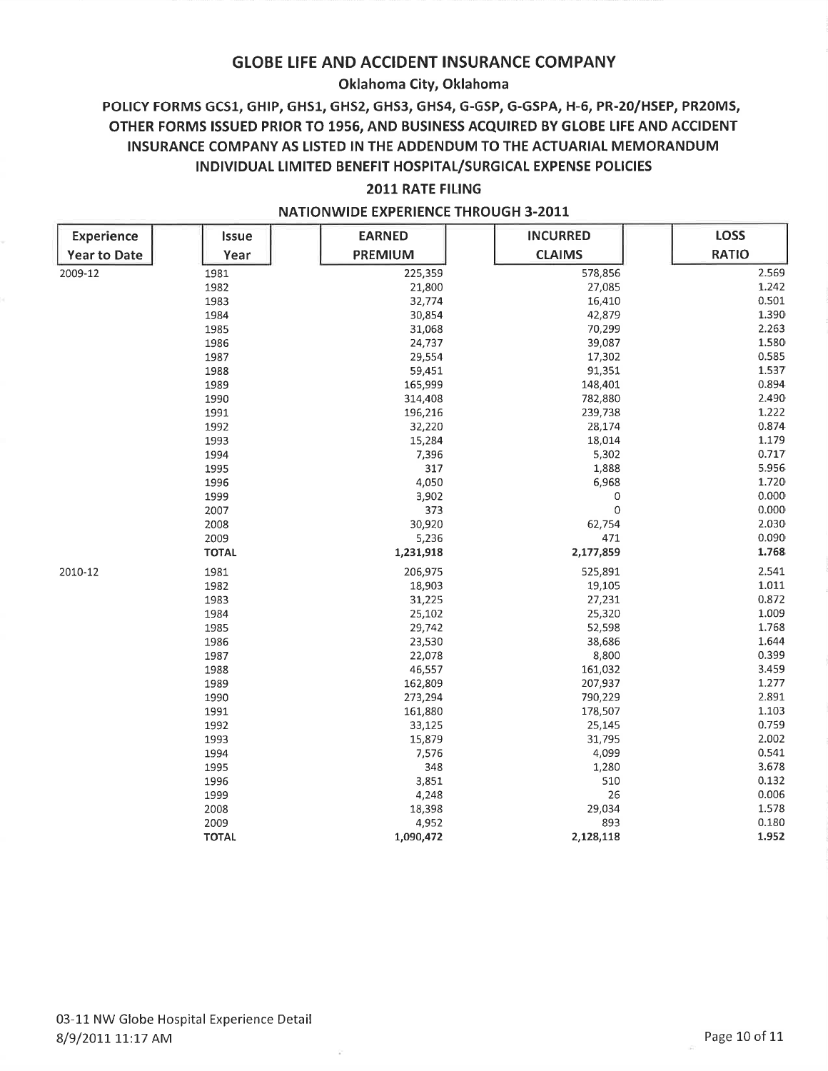# GLOBE LIFE AND ACCIDENT INSURANCE COMPANY

**Oklahoma City, Oklahoma**

**POLICY FORMS GCS1, GHIP, GHS1, GHS2, GHS3, GHS4, G-GSP, G-GSPA, H-6, PR-20/HSEP, PR20MS, OTHER FORMS ISSUED PRIOR TO 1956, AND BUSINESS ACQUIRED BY GLOBE LIFE AND ACCIDENT INSURANCE COMPANY AS LISTED IN THE ADDENDUM TO THE ACTUARIAL MEMORANDUM INDIVIDUAL LIMITED BENEFIT HOSPITAL/SURGICAL EXPENSE POLICIES**

**2011 RATE FILING**

**NATIONWIDE EXPERIENCE THROUGH 3-2011**

| Experience Year to Date | Issue Year | EARNED PREMIUM | INCURRED CLAIMS | LOSS RATIO |
|---|---|---|---|---|
| 2009-12 | 1981 | 225,359 | 578,856 | 2.569 |
| | 1982 | 21,800 | 27,085 | 1.242 |
| | 1983 | 32,774 | 16,410 | 0.501 |
| | 1984 | 30,854 | 42,879 | 1.390 |
| | 1985 | 31,068 | 70,299 | 2.263 |
| | 1986 | 24,737 | 39,087 | 1.580 |
| | 1987 | 29,554 | 17,302 | 0.585 |
| | 1988 | 59,451 | 91,351 | 1.537 |
| | 1989 | 165,999 | 148,401 | 0.894 |
| | 1990 | 314,408 | 782,880 | 2.490 |
| | 1991 | 196,216 | 239,738 | 1.222 |
| | 1992 | 32,220 | 28,174 | 0.874 |
| | 1993 | 15,284 | 18,014 | 1.179 |
| | 1994 | 7,396 | 5,302 | 0.717 |
| | 1995 | 317 | 1,888 | 5.956 |
| | 1996 | 4,050 | 6,968 | 1.720 |
| | 1999 | 3,902 | 0 | 0.000 |
| | 2007 | 373 | 0 | 0.000 |
| | 2008 | 30,920 | 62,754 | 2.030 |
| | 2009 | 5,236 | 471 | 0.090 |
| | **TOTAL** | **1,231,918** | **2,177,859** | **1.768** |
| 2010-12 | 1981 | 206,975 | 525,891 | 2.541 |
| | 1982 | 18,903 | 19,105 | 1.011 |
| | 1983 | 31,225 | 27,231 | 0.872 |
| | 1984 | 25,102 | 25,320 | 1.009 |
| | 1985 | 29,742 | 52,598 | 1.768 |
| | 1986 | 23,530 | 38,686 | 1.644 |
| | 1987 | 22,078 | 8,800 | 0.399 |
| | 1988 | 46,557 | 161,032 | 3.459 |
| | 1989 | 162,809 | 207,937 | 1.277 |
| | 1990 | 273,294 | 790,229 | 2.891 |
| | 1991 | 161,880 | 178,507 | 1.103 |
| | 1992 | 33,125 | 25,145 | 0.759 |
| | 1993 | 15,879 | 31,795 | 2.002 |
| | 1994 | 7,576 | 4,099 | 0.541 |
| | 1995 | 348 | 1,280 | 3.678 |
| | 1996 | 3,851 | 510 | 0.132 |
| | 1999 | 4,248 | 26 | 0.006 |
| | 2008 | 18,398 | 29,034 | 1.578 |
| | 2009 | 4,952 | 893 | 0.180 |
| | **TOTAL** | **1,090,472** | **2,128,118** | **1.952** |

03-11 NW Globe Hospital Experience Detail
8/9/2011 11:17 AM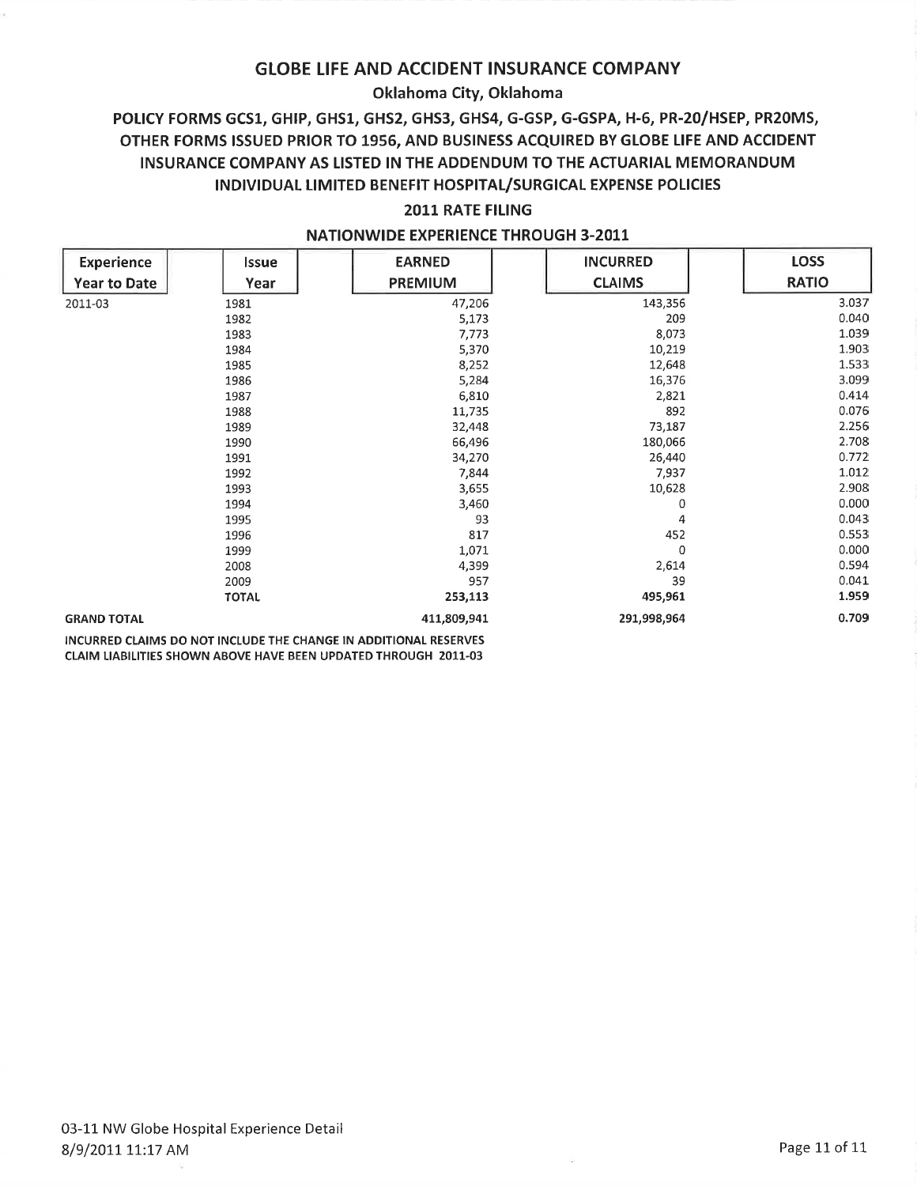# GLOBE LIFE AND ACCIDENT INSURANCE COMPANY

## Oklahoma City, Oklahoma

## POLICY FORMS GCS1, GHIP, GHS1, GHS2, GHS3, GHS4, G-GSP, G-GSPA, H-6, PR-20/HSEP, PR20MS, OTHER FORMS ISSUED PRIOR TO 1956, AND BUSINESS ACQUIRED BY GLOBE LIFE AND ACCIDENT INSURANCE COMPANY AS LISTED IN THE ADDENDUM TO THE ACTUARIAL MEMORANDUM INDIVIDUAL LIMITED BENEFIT HOSPITAL/SURGICAL EXPENSE POLICIES

### 2011 RATE FILING

### NATIONWIDE EXPERIENCE THROUGH 3-2011

| Experience Year to Date | Issue Year | EARNED PREMIUM | INCURRED CLAIMS | LOSS RATIO |
|---|---|---|---|---|
| 2011-03 | 1981 | 47,206 | 143,356 | 3.037 |
| | 1982 | 5,173 | 209 | 0.040 |
| | 1983 | 7,773 | 8,073 | 1.039 |
| | 1984 | 5,370 | 10,219 | 1.903 |
| | 1985 | 8,252 | 12,648 | 1.533 |
| | 1986 | 5,284 | 16,376 | 3.099 |
| | 1987 | 6,810 | 2,821 | 0.414 |
| | 1988 | 11,735 | 892 | 0.076 |
| | 1989 | 32,448 | 73,187 | 2.256 |
| | 1990 | 66,496 | 180,066 | 2.708 |
| | 1991 | 34,270 | 26,440 | 0.772 |
| | 1992 | 7,844 | 7,937 | 1.012 |
| | 1993 | 3,655 | 10,628 | 2.908 |
| | 1994 | 3,460 | 0 | 0.000 |
| | 1995 | 93 | 4 | 0.043 |
| | 1996 | 817 | 452 | 0.553 |
| | 1999 | 1,071 | 0 | 0.000 |
| | 2008 | 4,399 | 2,614 | 0.594 |
| | 2009 | 957 | 39 | 0.041 |
| | **TOTAL** | **253,113** | **495,961** | **1.959** |
| **GRAND TOTAL** | | **411,809,941** | **291,998,964** | **0.709** |

INCURRED CLAIMS DO NOT INCLUDE THE CHANGE IN ADDITIONAL RESERVES
CLAIM LIABILITIES SHOWN ABOVE HAVE BEEN UPDATED THROUGH 2011-03

03-11 NW Globe Hospital Experience Detail
8/9/2011 11:17 AM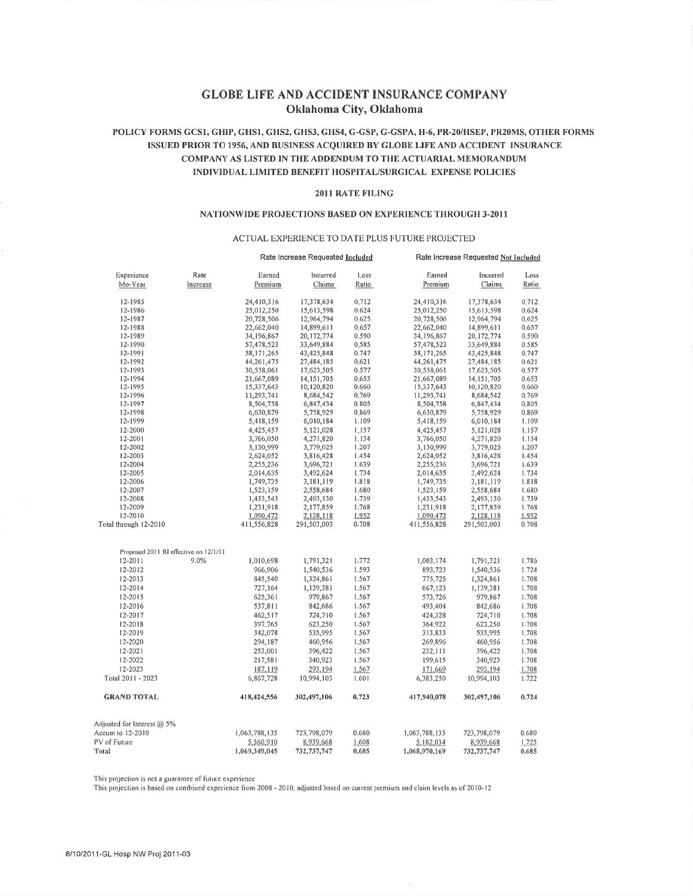# GLOBE LIFE AND ACCIDENT INSURANCE COMPANY

## Oklahoma City, Oklahoma

### POLICY FORMS GCS1, GHIP, GHS1, GHS2, GHS3, GHS4, G-GSP, G-GSPA, H-6, PR-20/HSEP, PR20MS, OTHER FORMS ISSUED PRIOR TO 1956, AND BUSINESS ACQUIRED BY GLOBE LIFE AND ACCIDENT INSURANCE COMPANY AS LISTED IN THE ADDENDUM TO THE ACTUARIAL MEMORANDUM INDIVIDUAL LIMITED BENEFIT HOSPITAL/SURGICAL EXPENSE POLICIES

#### 2011 RATE FILING

#### NATIONWIDE PROJECTIONS BASED ON EXPERIENCE THROUGH 3-2011

ACTUAL EXPERIENCE TO DATE PLUS FUTURE PROJECTED

| | | Rate Increase Requested Included | | | Rate Increase Requested Not Included | | |
|---|---|---|---|---|---|---|---|
| Experience Mo-Year | Rate Increase | Earned Premium | Incurred Claims | Loss Ratio | Earned Premium | Incurred Claims | Loss Ratio |
| 12-1985 | | 24,410,316 | 17,378,634 | 0.712 | 24,410,316 | 17,378,634 | 0.712 |
| 12-1986 | | 25,012,250 | 15,613,598 | 0.624 | 25,012,250 | 15,613,598 | 0.624 |
| 12-1987 | | 20,728,506 | 12,964,794 | 0.625 | 20,728,506 | 12,964,794 | 0.625 |
| 12-1988 | | 22,662,040 | 14,899,611 | 0.657 | 22,662,040 | 14,899,611 | 0.657 |
| 12-1989 | | 34,196,867 | 20,172,774 | 0.590 | 34,196,867 | 20,172,774 | 0.590 |
| 12-1990 | | 57,478,523 | 33,649,884 | 0.585 | 57,478,523 | 33,649,884 | 0.585 |
| 12-1991 | | 58,171,265 | 43,425,848 | 0.747 | 58,171,265 | 43,425,848 | 0.747 |
| 12-1992 | | 44,261,475 | 27,484,185 | 0.621 | 44,261,475 | 27,484,185 | 0.621 |
| 12-1993 | | 30,538,061 | 17,623,505 | 0.577 | 30,538,061 | 17,623,505 | 0.577 |
| 12-1994 | | 21,667,089 | 14,151,705 | 0.653 | 21,667,089 | 14,151,705 | 0.653 |
| 12-1995 | | 15,337,643 | 10,120,820 | 0.660 | 15,337,643 | 10,120,820 | 0.660 |
| 12-1996 | | 11,293,741 | 8,684,542 | 0.769 | 11,293,741 | 8,684,542 | 0.769 |
| 12-1997 | | 8,504,758 | 6,847,434 | 0.805 | 8,504,758 | 6,847,434 | 0.805 |
| 12-1998 | | 6,630,879 | 5,758,929 | 0.869 | 6,630,879 | 5,758,929 | 0.869 |
| 12-1999 | | 5,418,159 | 6,010,184 | 1.109 | 5,418,159 | 6,010,184 | 1.109 |
| 12-2000 | | 4,425,457 | 5,121,028 | 1.157 | 4,425,457 | 5,121,028 | 1.157 |
| 12-2001 | | 3,766,050 | 4,271,820 | 1.134 | 3,766,050 | 4,271,820 | 1.134 |
| 12-2002 | | 3,130,999 | 3,779,025 | 1.207 | 3,130,999 | 3,779,025 | 1.207 |
| 12-2003 | | 2,624,052 | 3,816,428 | 1.454 | 2,624,052 | 3,816,428 | 1.454 |
| 12-2004 | | 2,255,236 | 3,696,721 | 1.639 | 2,255,236 | 3,696,721 | 1.639 |
| 12-2005 | | 2,014,635 | 3,492,624 | 1.734 | 2,014,635 | 3,492,624 | 1.734 |
| 12-2006 | | 1,749,735 | 3,181,119 | 1.818 | 1,749,735 | 3,181,119 | 1.818 |
| 12-2007 | | 1,523,159 | 2,558,684 | 1.680 | 1,523,159 | 2,558,684 | 1.680 |
| 12-2008 | | 1,433,543 | 2,493,130 | 1.739 | 1,433,543 | 2,493,130 | 1.739 |
| 12-2009 | | 1,231,918 | 2,177,859 | 1.768 | 1,231,918 | 2,177,859 | 1.768 |
| 12-2010 | | 1,090,472 | 2,128,118 | 1.952 | 1,090,472 | 2,128,118 | 1.952 |
| Total through 12-2010 | | 411,556,828 | 291,503,003 | 0.708 | 411,556,828 | 291,503,003 | 0.708 |
| Proposed 2011 RI effective on 12/1/11 | | | | | | | |
| 12-2011 | 9.0% | 1,010,698 | 1,791,321 | 1.772 | 1,003,174 | 1,791,321 | 1.786 |
| 12-2012 | | 966,906 | 1,540,536 | 1.593 | 893,723 | 1,540,536 | 1.724 |
| 12-2013 | | 845,540 | 1,324,861 | 1.567 | 775,725 | 1,324,861 | 1.708 |
| 12-2014 | | 727,164 | 1,139,381 | 1.567 | 667,123 | 1,139,381 | 1.708 |
| 12-2015 | | 625,361 | 979,867 | 1.567 | 573,726 | 979,867 | 1.708 |
| 12-2016 | | 537,811 | 842,686 | 1.567 | 493,404 | 842,686 | 1.708 |
| 12-2017 | | 462,517 | 724,710 | 1.567 | 424,328 | 724,710 | 1.708 |
| 12-2018 | | 397,765 | 623,250 | 1.567 | 364,922 | 623,250 | 1.708 |
| 12-2019 | | 342,078 | 535,995 | 1.567 | 313,833 | 535,995 | 1.708 |
| 12-2020 | | 294,187 | 460,956 | 1.567 | 269,896 | 460,956 | 1.708 |
| 12-2021 | | 253,001 | 396,422 | 1.567 | 232,111 | 396,422 | 1.708 |
| 12-2022 | | 217,581 | 340,923 | 1.567 | 199,615 | 340,923 | 1.708 |
| 12-2023 | | 187,119 | 293,194 | 1.567 | 171,669 | 293,194 | 1.708 |
| Total 2011 - 2023 | | 6,867,728 | 10,994,103 | 1.601 | 6,383,250 | 10,994,103 | 1.722 |
| **GRAND TOTAL** | | **418,424,556** | **302,497,106** | **0.723** | **417,940,078** | **302,497,106** | **0.724** |
| Adjusted for Interest @ 5% | | | | | | | |
| Accum to 12-2010 | | 1,063,788,135 | 723,798,079 | 0.680 | 1,063,788,135 | 723,798,079 | 0.680 |
| PV of Future | | 5,560,910 | 8,939,668 | 1.608 | 5,182,034 | 8,939,668 | 1.725 |
| Total | | 1,069,349,045 | 732,737,747 | 0.685 | 1,068,970,169 | 732,737,747 | 0.685 |

This projection is not a guarantee of future experience

This projection is based on combined experience from 2008 - 2010, adjusted based on current premium and claim levels as of 2010-12

8/10/2011-GL Hosp NW Proj 2011-03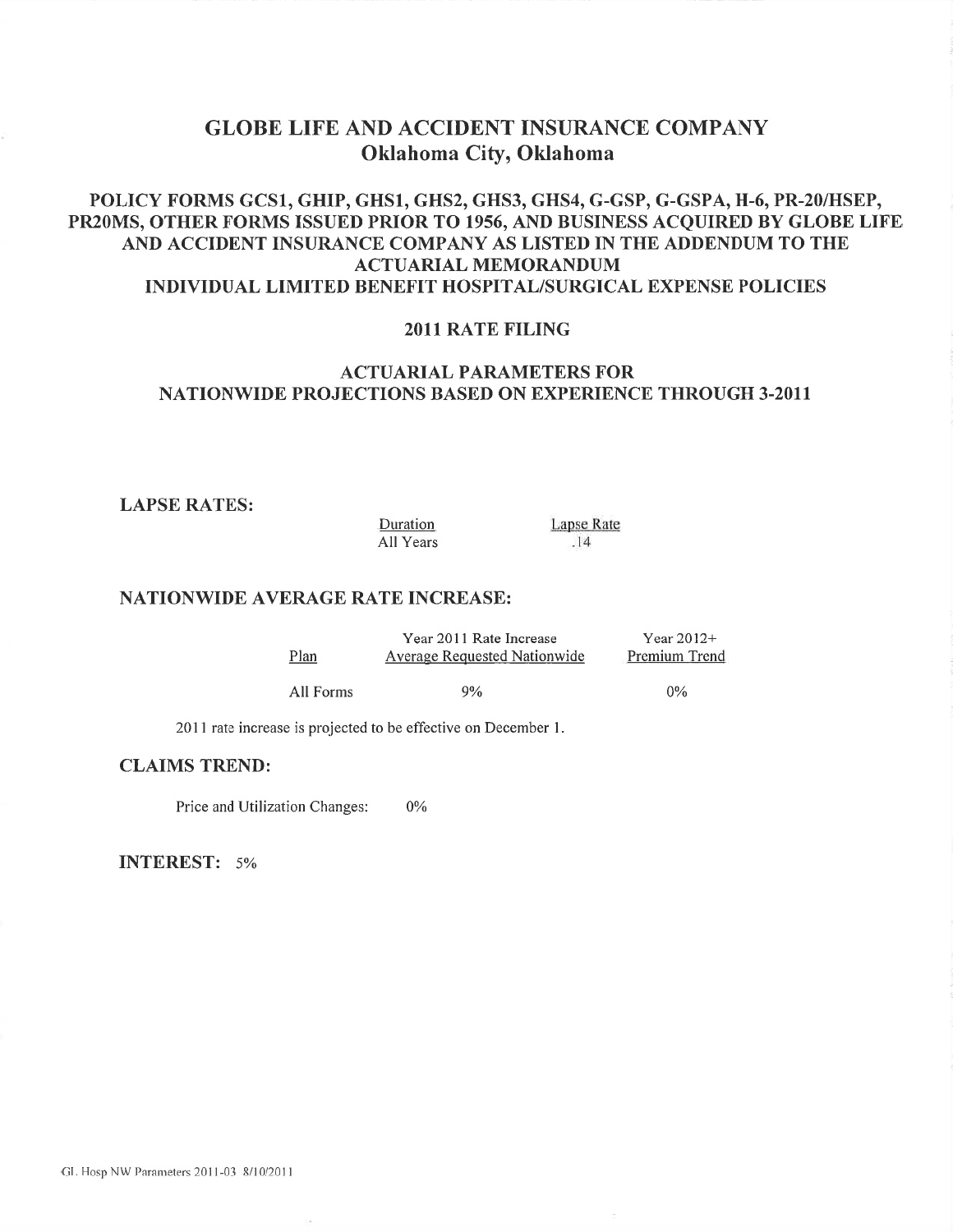# GLOBE LIFE AND ACCIDENT INSURANCE COMPANY
## Oklahoma City, Oklahoma

## POLICY FORMS GCS1, GHIP, GHS1, GHS2, GHS3, GHS4, G-GSP, G-GSPA, H-6, PR-20/HSEP, PR20MS, OTHER FORMS ISSUED PRIOR TO 1956, AND BUSINESS ACQUIRED BY GLOBE LIFE AND ACCIDENT INSURANCE COMPANY AS LISTED IN THE ADDENDUM TO THE ACTUARIAL MEMORANDUM
## INDIVIDUAL LIMITED BENEFIT HOSPITAL/SURGICAL EXPENSE POLICIES

### 2011 RATE FILING

### ACTUARIAL PARAMETERS FOR NATIONWIDE PROJECTIONS BASED ON EXPERIENCE THROUGH 3-2011

**LAPSE RATES:**

| Duration | Lapse Rate |
|---|---|
| All Years | .14 |

**NATIONWIDE AVERAGE RATE INCREASE:**

| Plan | Year 2011 Rate Increase Average Requested Nationwide | Year 2012+ Premium Trend |
|---|---|---|
| All Forms | 9% | 0% |

2011 rate increase is projected to be effective on December 1.

**CLAIMS TREND:**

Price and Utilization Changes: 0%

**INTEREST:** 5%

GL Hosp NW Parameters 2011-03 8/10/2011